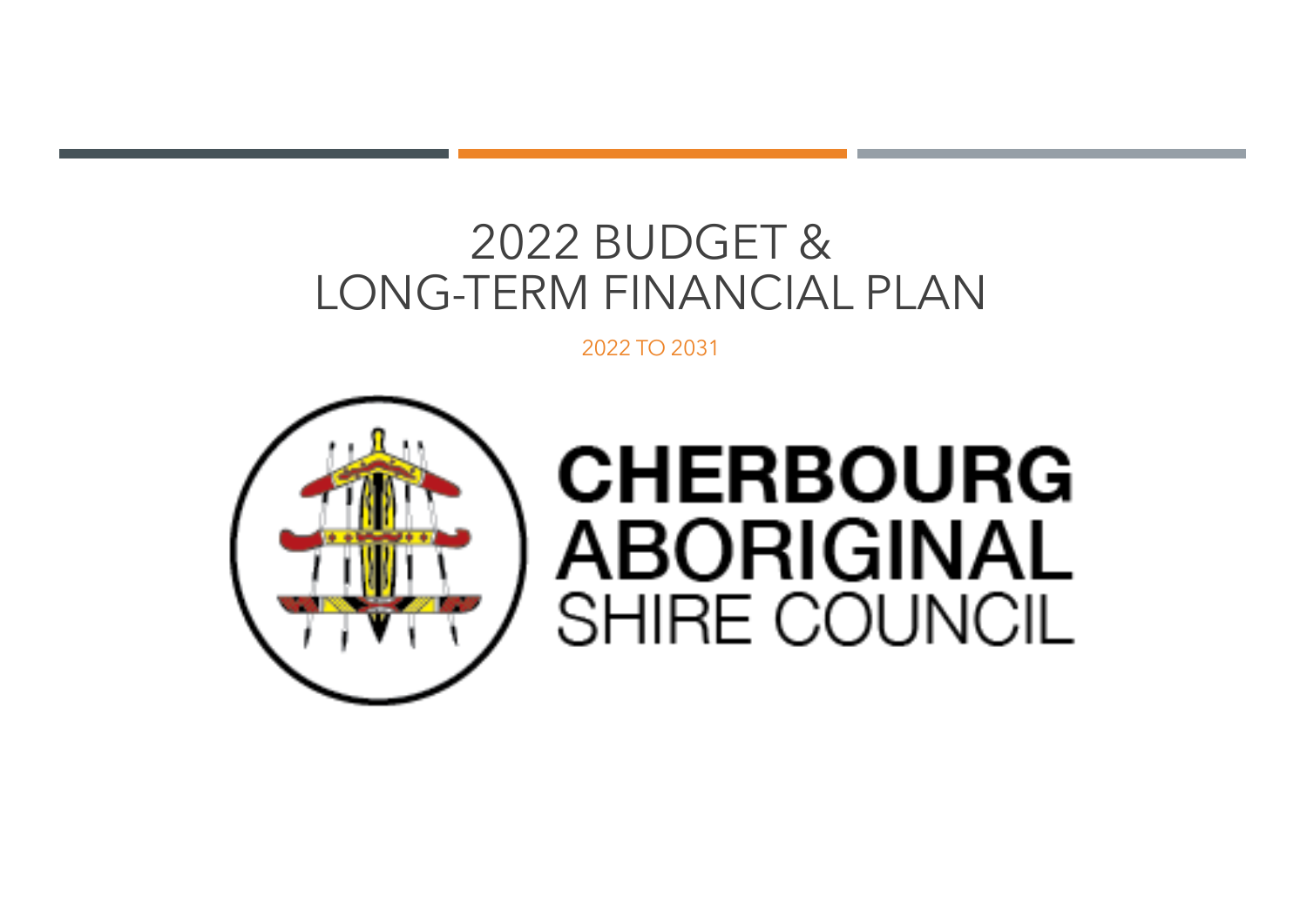# 2022 BUDGET & LONG-TERM FINANCIAL PLAN

2022 TO 2031

CHERBOURG ABORIGINAL SHIRE COUNCIL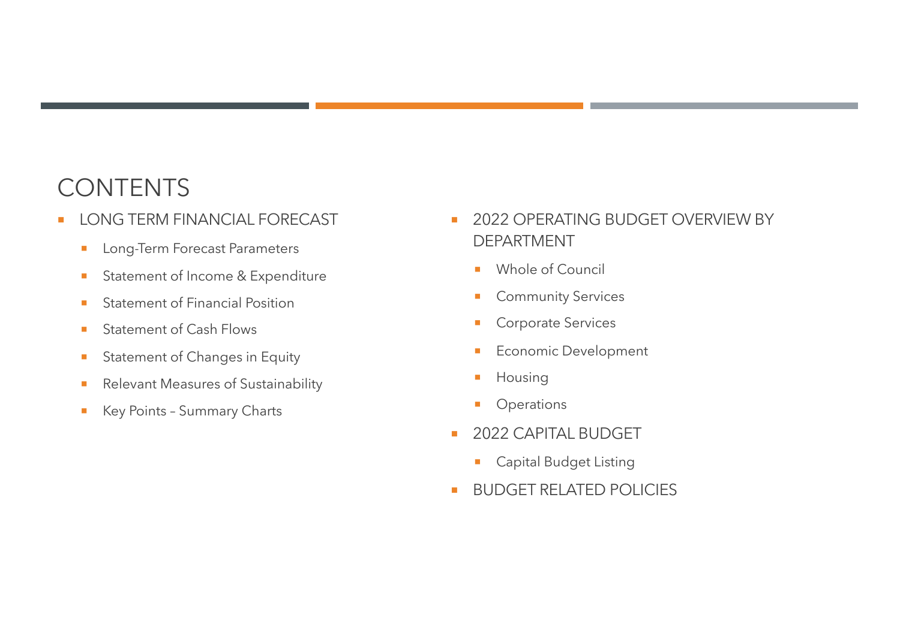# CONTENTS

- LONG TERM FINANCIAL FORECAST
  - Long-Term Forecast Parameters
  - Statement of Income & Expenditure
  - Statement of Financial Position
  - Statement of Cash Flows
  - Statement of Changes in Equity
  - Relevant Measures of Sustainability
  - Key Points – Summary Charts
- 2022 OPERATING BUDGET OVERVIEW BY DEPARTMENT
  - Whole of Council
  - Community Services
  - Corporate Services
  - Economic Development
  - Housing
  - Operations
- 2022 CAPITAL BUDGET
  - Capital Budget Listing
- BUDGET RELATED POLICIES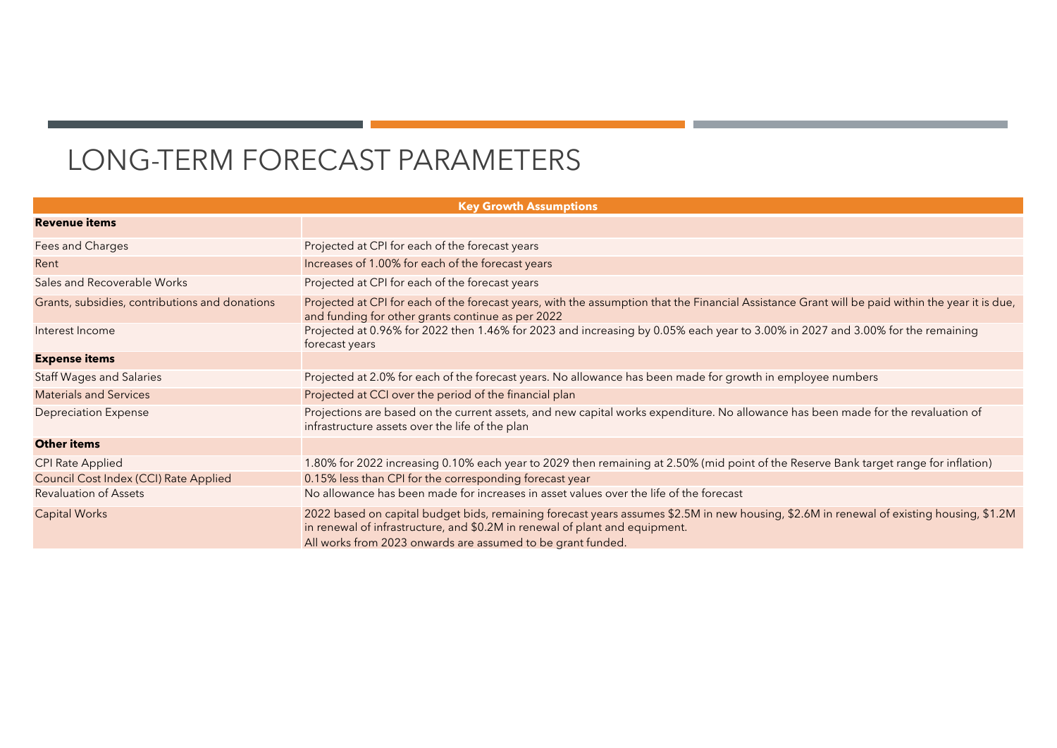# LONG-TERM FORECAST PARAMETERS

| Key Growth Assumptions | |
|---|---|
| **Revenue items** | |
| Fees and Charges | Projected at CPI for each of the forecast years |
| Rent | Increases of 1.00% for each of the forecast years |
| Sales and Recoverable Works | Projected at CPI for each of the forecast years |
| Grants, subsidies, contributions and donations | Projected at CPI for each of the forecast years, with the assumption that the Financial Assistance Grant will be paid within the year it is due, and funding for other grants continue as per 2022 |
| Interest Income | Projected at 0.96% for 2022 then 1.46% for 2023 and increasing by 0.05% each year to 3.00% in 2027 and 3.00% for the remaining forecast years |
| **Expense items** | |
| Staff Wages and Salaries | Projected at 2.0% for each of the forecast years. No allowance has been made for growth in employee numbers |
| Materials and Services | Projected at CCI over the period of the financial plan |
| Depreciation Expense | Projections are based on the current assets, and new capital works expenditure. No allowance has been made for the revaluation of infrastructure assets over the life of the plan |
| **Other items** | |
| CPI Rate Applied | 1.80% for 2022 increasing 0.10% each year to 2029 then remaining at 2.50% (mid point of the Reserve Bank target range for inflation) |
| Council Cost Index (CCI) Rate Applied | 0.15% less than CPI for the corresponding forecast year |
| Revaluation of Assets | No allowance has been made for increases in asset values over the life of the forecast |
| Capital Works | 2022 based on capital budget bids, remaining forecast years assumes \$2.5M in new housing, \$2.6M in renewal of existing housing, \$1.2M in renewal of infrastructure, and \$0.2M in renewal of plant and equipment. All works from 2023 onwards are assumed to be grant funded. |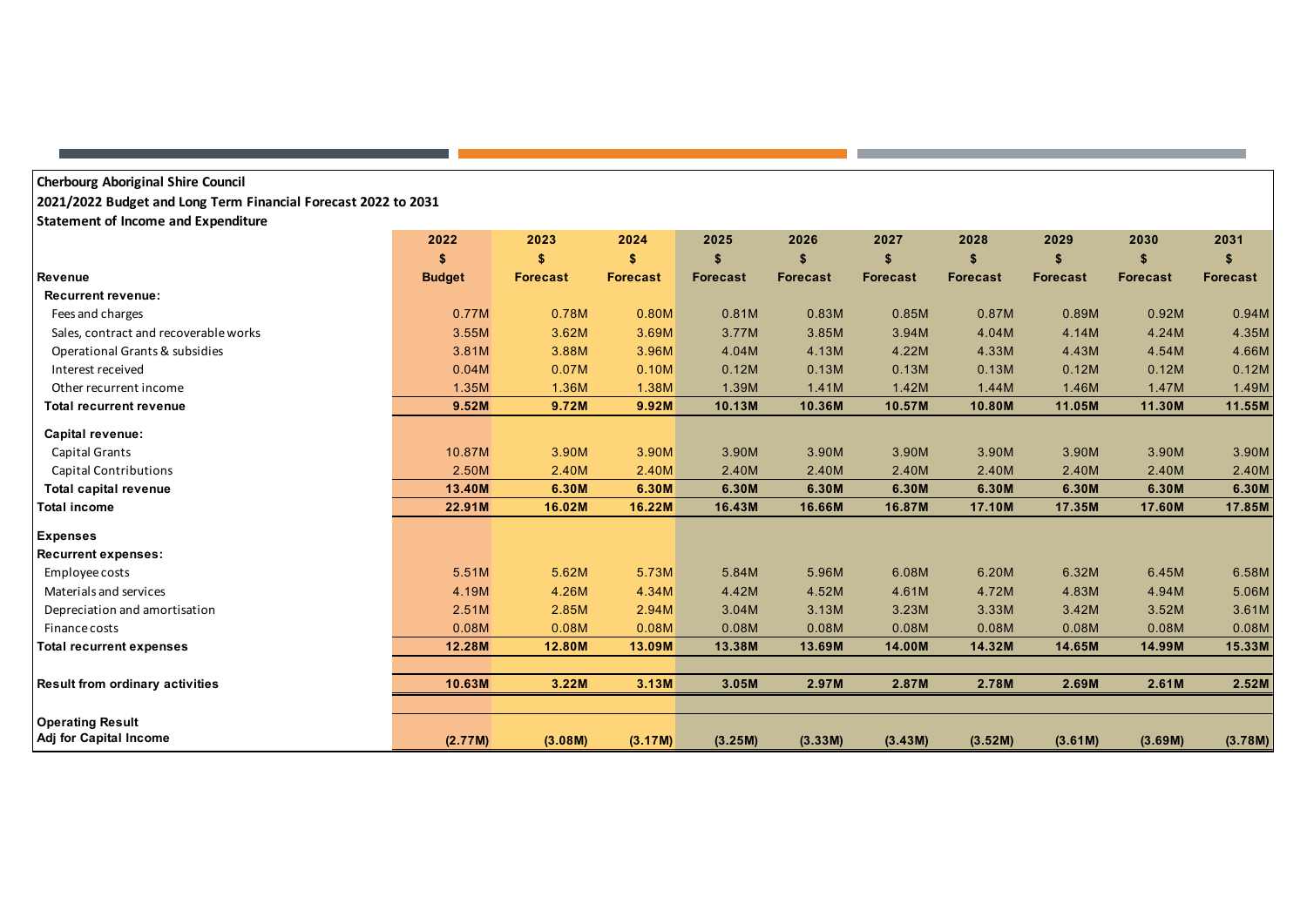**Cherbourg Aboriginal Shire Council**

**2021/2022 Budget and Long Term Financial Forecast 2022 to 2031**

**Statement of Income and Expenditure**

| | 2022 | 2023 | 2024 | 2025 | 2026 | 2027 | 2028 | 2029 | 2030 | 2031 |
|---|---|---|---|---|---|---|---|---|---|---|
| | $ | $ | $ | $ | $ | $ | $ | $ | $ | $ |
| **Revenue** | **Budget** | **Forecast** | **Forecast** | **Forecast** | **Forecast** | **Forecast** | **Forecast** | **Forecast** | **Forecast** | **Forecast** |
| **Recurrent revenue:** | | | | | | | | | | |
| Fees and charges | 0.77M | 0.78M | 0.80M | 0.81M | 0.83M | 0.85M | 0.87M | 0.89M | 0.92M | 0.94M |
| Sales, contract and recoverable works | 3.55M | 3.62M | 3.69M | 3.77M | 3.85M | 3.94M | 4.04M | 4.14M | 4.24M | 4.35M |
| Operational Grants & subsidies | 3.81M | 3.88M | 3.96M | 4.04M | 4.13M | 4.22M | 4.33M | 4.43M | 4.54M | 4.66M |
| Interest received | 0.04M | 0.07M | 0.10M | 0.12M | 0.13M | 0.13M | 0.13M | 0.12M | 0.12M | 0.12M |
| Other recurrent income | 1.35M | 1.36M | 1.38M | 1.39M | 1.41M | 1.42M | 1.44M | 1.46M | 1.47M | 1.49M |
| **Total recurrent revenue** | **9.52M** | **9.72M** | **9.92M** | **10.13M** | **10.36M** | **10.57M** | **10.80M** | **11.05M** | **11.30M** | **11.55M** |
| **Capital revenue:** | | | | | | | | | | |
| Capital Grants | 10.87M | 3.90M | 3.90M | 3.90M | 3.90M | 3.90M | 3.90M | 3.90M | 3.90M | 3.90M |
| Capital Contributions | 2.50M | 2.40M | 2.40M | 2.40M | 2.40M | 2.40M | 2.40M | 2.40M | 2.40M | 2.40M |
| **Total capital revenue** | **13.40M** | **6.30M** | **6.30M** | **6.30M** | **6.30M** | **6.30M** | **6.30M** | **6.30M** | **6.30M** | **6.30M** |
| **Total income** | **22.91M** | **16.02M** | **16.22M** | **16.43M** | **16.66M** | **16.87M** | **17.10M** | **17.35M** | **17.60M** | **17.85M** |
| **Expenses** | | | | | | | | | | |
| **Recurrent expenses:** | | | | | | | | | | |
| Employee costs | 5.51M | 5.62M | 5.73M | 5.84M | 5.96M | 6.08M | 6.20M | 6.32M | 6.45M | 6.58M |
| Materials and services | 4.19M | 4.26M | 4.34M | 4.42M | 4.52M | 4.61M | 4.72M | 4.83M | 4.94M | 5.06M |
| Depreciation and amortisation | 2.51M | 2.85M | 2.94M | 3.04M | 3.13M | 3.23M | 3.33M | 3.42M | 3.52M | 3.61M |
| Finance costs | 0.08M | 0.08M | 0.08M | 0.08M | 0.08M | 0.08M | 0.08M | 0.08M | 0.08M | 0.08M |
| **Total recurrent expenses** | **12.28M** | **12.80M** | **13.09M** | **13.38M** | **13.69M** | **14.00M** | **14.32M** | **14.65M** | **14.99M** | **15.33M** |
| **Result from ordinary activities** | **10.63M** | **3.22M** | **3.13M** | **3.05M** | **2.97M** | **2.87M** | **2.78M** | **2.69M** | **2.61M** | **2.52M** |
| **Operating Result Adj for Capital Income** | **(2.77M)** | **(3.08M)** | **(3.17M)** | **(3.25M)** | **(3.33M)** | **(3.43M)** | **(3.52M)** | **(3.61M)** | **(3.69M)** | **(3.78M)** |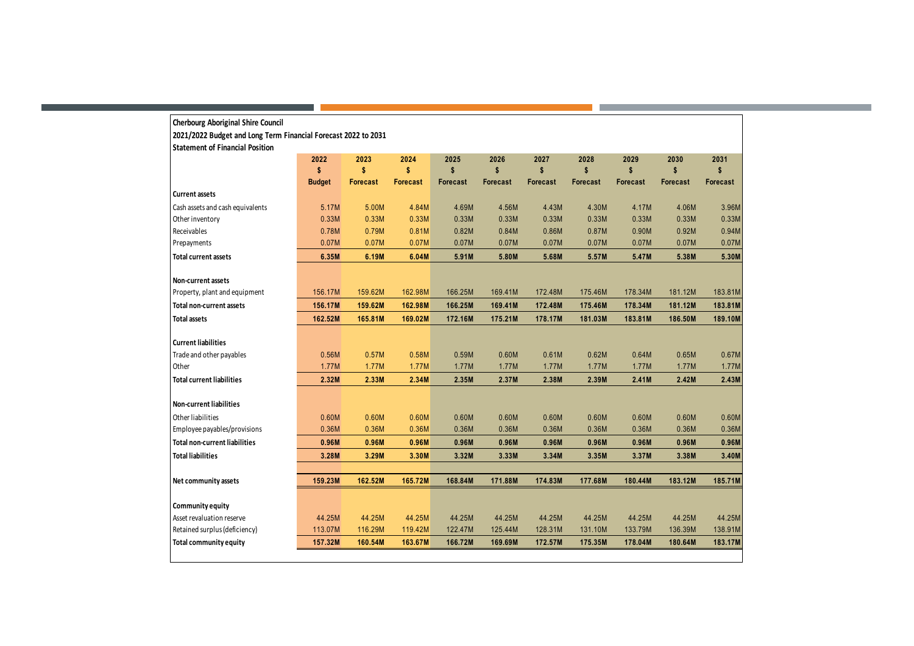**Cherbourg Aboriginal Shire Council**

**2021/2022 Budget and Long Term Financial Forecast 2022 to 2031**

**Statement of Financial Position**

| | 2022 | 2023 | 2024 | 2025 | 2026 | 2027 | 2028 | 2029 | 2030 | 2031 |
|---|---|---|---|---|---|---|---|---|---|---|
| | $ | $ | $ | $ | $ | $ | $ | $ | $ | $ |
| | **Budget** | **Forecast** | **Forecast** | **Forecast** | **Forecast** | **Forecast** | **Forecast** | **Forecast** | **Forecast** | **Forecast** |
| **Current assets** | | | | | | | | | | |
| Cash assets and cash equivalents | 5.17M | 5.00M | 4.84M | 4.69M | 4.56M | 4.43M | 4.30M | 4.17M | 4.06M | 3.96M |
| Other inventory | 0.33M | 0.33M | 0.33M | 0.33M | 0.33M | 0.33M | 0.33M | 0.33M | 0.33M | 0.33M |
| Receivables | 0.78M | 0.79M | 0.81M | 0.82M | 0.84M | 0.86M | 0.87M | 0.90M | 0.92M | 0.94M |
| Prepayments | 0.07M | 0.07M | 0.07M | 0.07M | 0.07M | 0.07M | 0.07M | 0.07M | 0.07M | 0.07M |
| **Total current assets** | **6.35M** | **6.19M** | **6.04M** | **5.91M** | **5.80M** | **5.68M** | **5.57M** | **5.47M** | **5.38M** | **5.30M** |
| **Non-current assets** | | | | | | | | | | |
| Property, plant and equipment | 156.17M | 159.62M | 162.98M | 166.25M | 169.41M | 172.48M | 175.46M | 178.34M | 181.12M | 183.81M |
| **Total non-current assets** | **156.17M** | **159.62M** | **162.98M** | **166.25M** | **169.41M** | **172.48M** | **175.46M** | **178.34M** | **181.12M** | **183.81M** |
| **Total assets** | **162.52M** | **165.81M** | **169.02M** | **172.16M** | **175.21M** | **178.17M** | **181.03M** | **183.81M** | **186.50M** | **189.10M** |
| **Current liabilities** | | | | | | | | | | |
| Trade and other payables | 0.56M | 0.57M | 0.58M | 0.59M | 0.60M | 0.61M | 0.62M | 0.64M | 0.65M | 0.67M |
| Other | 1.77M | 1.77M | 1.77M | 1.77M | 1.77M | 1.77M | 1.77M | 1.77M | 1.77M | 1.77M |
| **Total current liabilities** | **2.32M** | **2.33M** | **2.34M** | **2.35M** | **2.37M** | **2.38M** | **2.39M** | **2.41M** | **2.42M** | **2.43M** |
| **Non-current liabilities** | | | | | | | | | | |
| Other liabilities | 0.60M | 0.60M | 0.60M | 0.60M | 0.60M | 0.60M | 0.60M | 0.60M | 0.60M | 0.60M |
| Employee payables/provisions | 0.36M | 0.36M | 0.36M | 0.36M | 0.36M | 0.36M | 0.36M | 0.36M | 0.36M | 0.36M |
| **Total non-current liabilities** | **0.96M** | **0.96M** | **0.96M** | **0.96M** | **0.96M** | **0.96M** | **0.96M** | **0.96M** | **0.96M** | **0.96M** |
| **Total liabilities** | **3.28M** | **3.29M** | **3.30M** | **3.32M** | **3.33M** | **3.34M** | **3.35M** | **3.37M** | **3.38M** | **3.40M** |
| **Net community assets** | **159.23M** | **162.52M** | **165.72M** | **168.84M** | **171.88M** | **174.83M** | **177.68M** | **180.44M** | **183.12M** | **185.71M** |
| **Community equity** | | | | | | | | | | |
| Asset revaluation reserve | 44.25M | 44.25M | 44.25M | 44.25M | 44.25M | 44.25M | 44.25M | 44.25M | 44.25M | 44.25M |
| Retained surplus (deficiency) | 113.07M | 116.29M | 119.42M | 122.47M | 125.44M | 128.31M | 131.10M | 133.79M | 136.39M | 138.91M |
| **Total community equity** | **157.32M** | **160.54M** | **163.67M** | **166.72M** | **169.69M** | **172.57M** | **175.35M** | **178.04M** | **180.64M** | **183.17M** |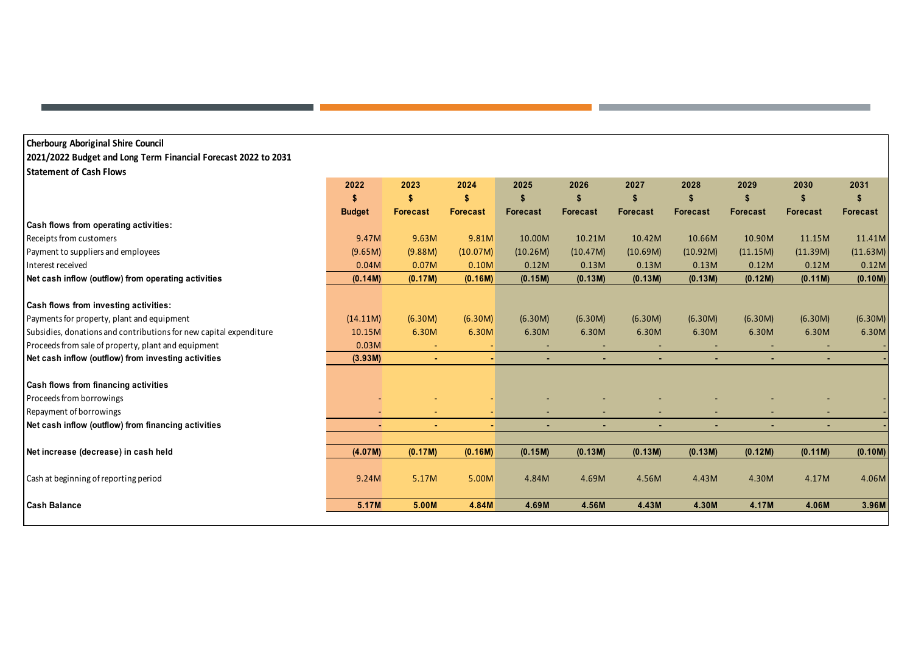**Cherbourg Aboriginal Shire Council**
**2021/2022 Budget and Long Term Financial Forecast 2022 to 2031**
**Statement of Cash Flows**

| | 2022 | 2023 | 2024 | 2025 | 2026 | 2027 | 2028 | 2029 | 2030 | 2031 |
|---|---|---|---|---|---|---|---|---|---|---|
| | $ | $ | $ | $ | $ | $ | $ | $ | $ | $ |
| | Budget | Forecast | Forecast | Forecast | Forecast | Forecast | Forecast | Forecast | Forecast | Forecast |
| **Cash flows from operating activities:** | | | | | | | | | | |
| Receipts from customers | 9.47M | 9.63M | 9.81M | 10.00M | 10.21M | 10.42M | 10.66M | 10.90M | 11.15M | 11.41M |
| Payment to suppliers and employees | (9.65M) | (9.88M) | (10.07M) | (10.26M) | (10.47M) | (10.69M) | (10.92M) | (11.15M) | (11.39M) | (11.63M) |
| Interest received | 0.04M | 0.07M | 0.10M | 0.12M | 0.13M | 0.13M | 0.13M | 0.12M | 0.12M | 0.12M |
| **Net cash inflow (outflow) from operating activities** | **(0.14M)** | **(0.17M)** | **(0.16M)** | **(0.15M)** | **(0.13M)** | **(0.13M)** | **(0.13M)** | **(0.12M)** | **(0.11M)** | **(0.10M)** |
| **Cash flows from investing activities:** | | | | | | | | | | |
| Payments for property, plant and equipment | (14.11M) | (6.30M) | (6.30M) | (6.30M) | (6.30M) | (6.30M) | (6.30M) | (6.30M) | (6.30M) | (6.30M) |
| Subsidies, donations and contributions for new capital expenditure | 10.15M | 6.30M | 6.30M | 6.30M | 6.30M | 6.30M | 6.30M | 6.30M | 6.30M | 6.30M |
| Proceeds from sale of property, plant and equipment | 0.03M | - | - | - | - | - | - | - | - | - |
| **Net cash inflow (outflow) from investing activities** | **(3.93M)** | **-** | **-** | **-** | **-** | **-** | **-** | **-** | **-** | **-** |
| **Cash flows from financing activities** | | | | | | | | | | |
| Proceeds from borrowings | - | - | - | - | - | - | - | - | - | - |
| Repayment of borrowings | - | - | - | - | - | - | - | - | - | - |
| **Net cash inflow (outflow) from financing activities** | **-** | **-** | **-** | **-** | **-** | **-** | **-** | **-** | **-** | **-** |
| **Net increase (decrease) in cash held** | **(4.07M)** | **(0.17M)** | **(0.16M)** | **(0.15M)** | **(0.13M)** | **(0.13M)** | **(0.13M)** | **(0.12M)** | **(0.11M)** | **(0.10M)** |
| Cash at beginning of reporting period | 9.24M | 5.17M | 5.00M | 4.84M | 4.69M | 4.56M | 4.43M | 4.30M | 4.17M | 4.06M |
| **Cash Balance** | **5.17M** | **5.00M** | **4.84M** | **4.69M** | **4.56M** | **4.43M** | **4.30M** | **4.17M** | **4.06M** | **3.96M** |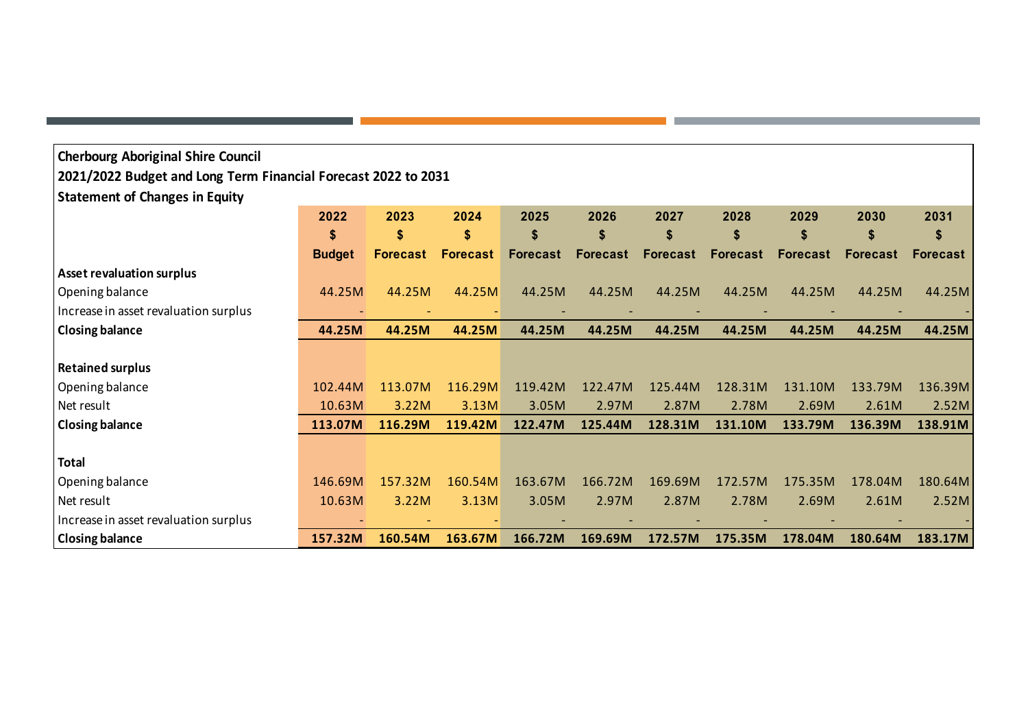**Cherbourg Aboriginal Shire Council**

**2021/2022 Budget and Long Term Financial Forecast 2022 to 2031**

**Statement of Changes in Equity**

| | 2022<br>$<br>Budget | 2023<br>$<br>Forecast | 2024<br>$<br>Forecast | 2025<br>$<br>Forecast | 2026<br>$<br>Forecast | 2027<br>$<br>Forecast | 2028<br>$<br>Forecast | 2029<br>$<br>Forecast | 2030<br>$<br>Forecast | 2031<br>$<br>Forecast |
|---|---|---|---|---|---|---|---|---|---|---|
| **Asset revaluation surplus** | | | | | | | | | | |
| Opening balance | 44.25M | 44.25M | 44.25M | 44.25M | 44.25M | 44.25M | 44.25M | 44.25M | 44.25M | 44.25M |
| Increase in asset revaluation surplus | - | - | - | - | - | - | - | - | - | - |
| **Closing balance** | **44.25M** | **44.25M** | **44.25M** | **44.25M** | **44.25M** | **44.25M** | **44.25M** | **44.25M** | **44.25M** | **44.25M** |
| | | | | | | | | | | |
| **Retained surplus** | | | | | | | | | | |
| Opening balance | 102.44M | 113.07M | 116.29M | 119.42M | 122.47M | 125.44M | 128.31M | 131.10M | 133.79M | 136.39M |
| Net result | 10.63M | 3.22M | 3.13M | 3.05M | 2.97M | 2.87M | 2.78M | 2.69M | 2.61M | 2.52M |
| **Closing balance** | **113.07M** | **116.29M** | **119.42M** | **122.47M** | **125.44M** | **128.31M** | **131.10M** | **133.79M** | **136.39M** | **138.91M** |
| | | | | | | | | | | |
| **Total** | | | | | | | | | | |
| Opening balance | 146.69M | 157.32M | 160.54M | 163.67M | 166.72M | 169.69M | 172.57M | 175.35M | 178.04M | 180.64M |
| Net result | 10.63M | 3.22M | 3.13M | 3.05M | 2.97M | 2.87M | 2.78M | 2.69M | 2.61M | 2.52M |
| Increase in asset revaluation surplus | - | - | - | - | - | - | - | - | - | - |
| **Closing balance** | **157.32M** | **160.54M** | **163.67M** | **166.72M** | **169.69M** | **172.57M** | **175.35M** | **178.04M** | **180.64M** | **183.17M** |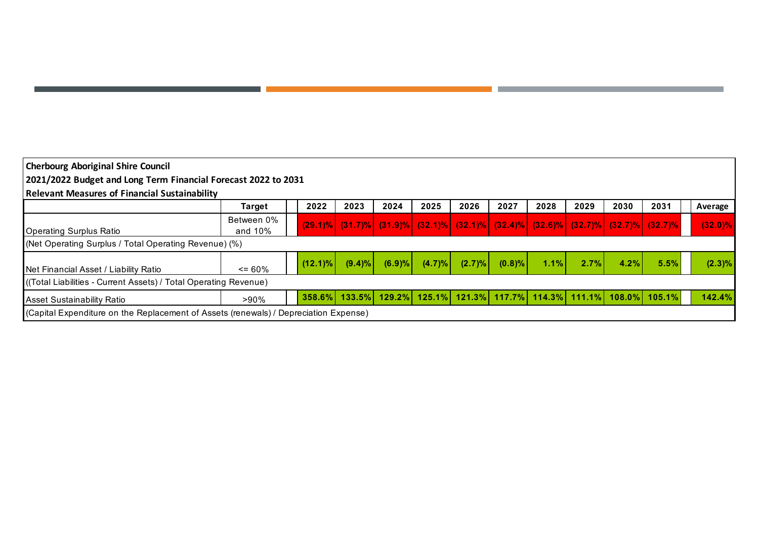**Cherbourg Aboriginal Shire Council**

**2021/2022 Budget and Long Term Financial Forecast 2022 to 2031**

**Relevant Measures of Financial Sustainability**

| | Target | | 2022 | 2023 | 2024 | 2025 | 2026 | 2027 | 2028 | 2029 | 2030 | 2031 | | Average |
|---|---|---|---|---|---|---|---|---|---|---|---|---|---|---|
| Operating Surplus Ratio | Between 0% and 10% | | (29.1)% | (31.7)% | (31.9)% | (32.1)% | (32.1)% | (32.4)% | (32.6)% | (32.7)% | (32.7)% | (32.7)% | | (32.0)% |
| (Net Operating Surplus / Total Operating Revenue) (%) | | | | | | | | | | | | | | |
| Net Financial Asset / Liability Ratio | <= 60% | | (12.1)% | (9.4)% | (6.9)% | (4.7)% | (2.7)% | (0.8)% | 1.1% | 2.7% | 4.2% | 5.5% | | (2.3)% |
| ((Total Liabilities - Current Assets) / Total Operating Revenue) | | | | | | | | | | | | | | |
| Asset Sustainability Ratio | >90% | | 358.6% | 133.5% | 129.2% | 125.1% | 121.3% | 117.7% | 114.3% | 111.1% | 108.0% | 105.1% | | 142.4% |
| (Capital Expenditure on the Replacement of Assets (renewals) / Depreciation Expense) | | | | | | | | | | | | | | |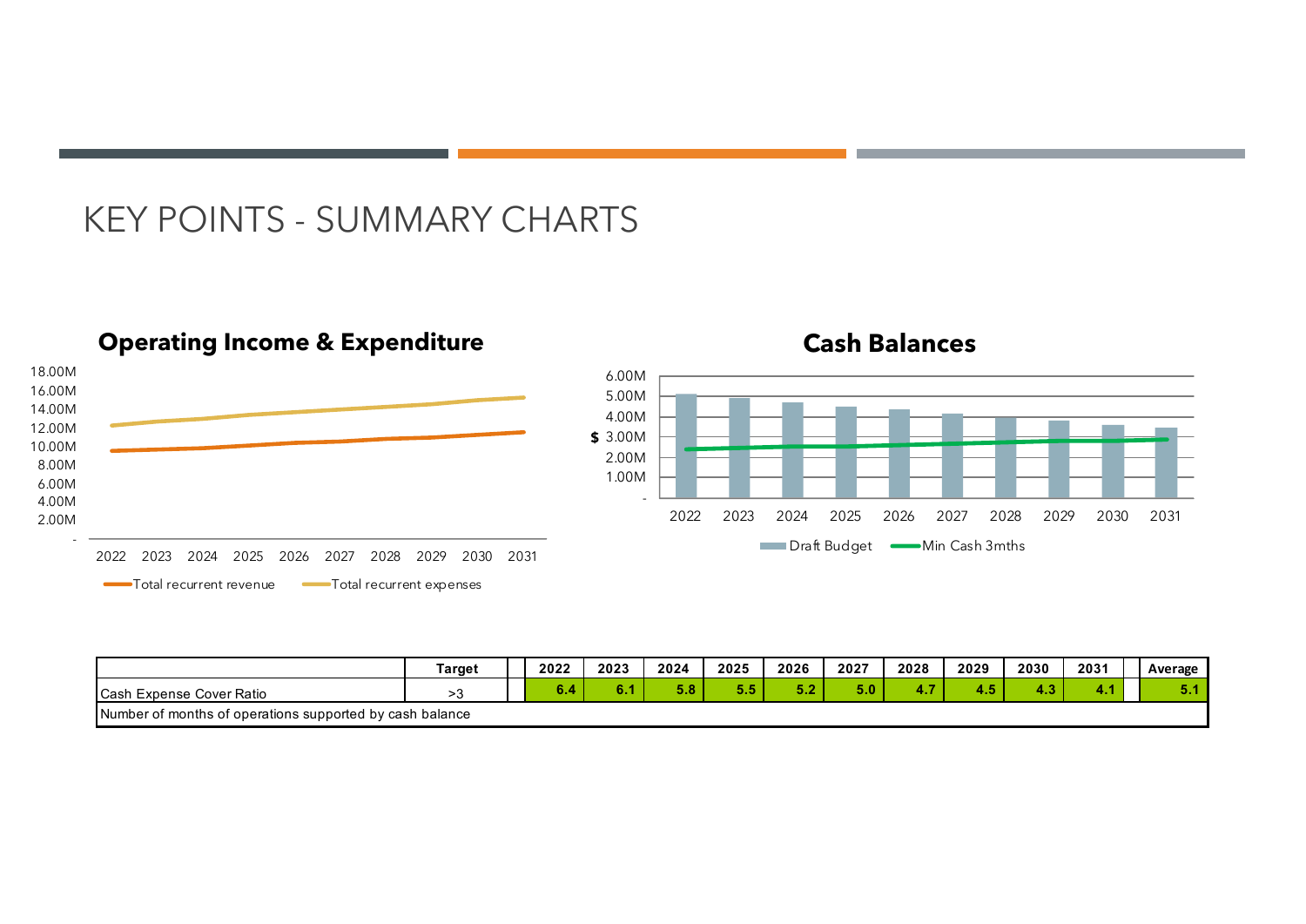# KEY POINTS - SUMMARY CHARTS

**Operating Income & Expenditure**

18.00M
16.00M
14.00M
12.00M
10.00M
8.00M
6.00M
4.00M
2.00M
-

2022 2023 2024 2025 2026 2027 2028 2029 2030 2031

Total recurrent revenue　Total recurrent expenses

**Cash Balances**

6.00M
5.00M
4.00M
$ 3.00M
2.00M
1.00M
-

2022 2023 2024 2025 2026 2027 2028 2029 2030 2031

Draft Budget　Min Cash 3mths

| | Target | | 2022 | 2023 | 2024 | 2025 | 2026 | 2027 | 2028 | 2029 | 2030 | 2031 | | Average |
|---|---|---|---|---|---|---|---|---|---|---|---|---|---|---|
| Cash Expense Cover Ratio | >3 | | 6.4 | 6.1 | 5.8 | 5.5 | 5.2 | 5.0 | 4.7 | 4.5 | 4.3 | 4.1 | | 5.1 |
| Number of months of operations supported by cash balance | | | | | | | | | | | | | | |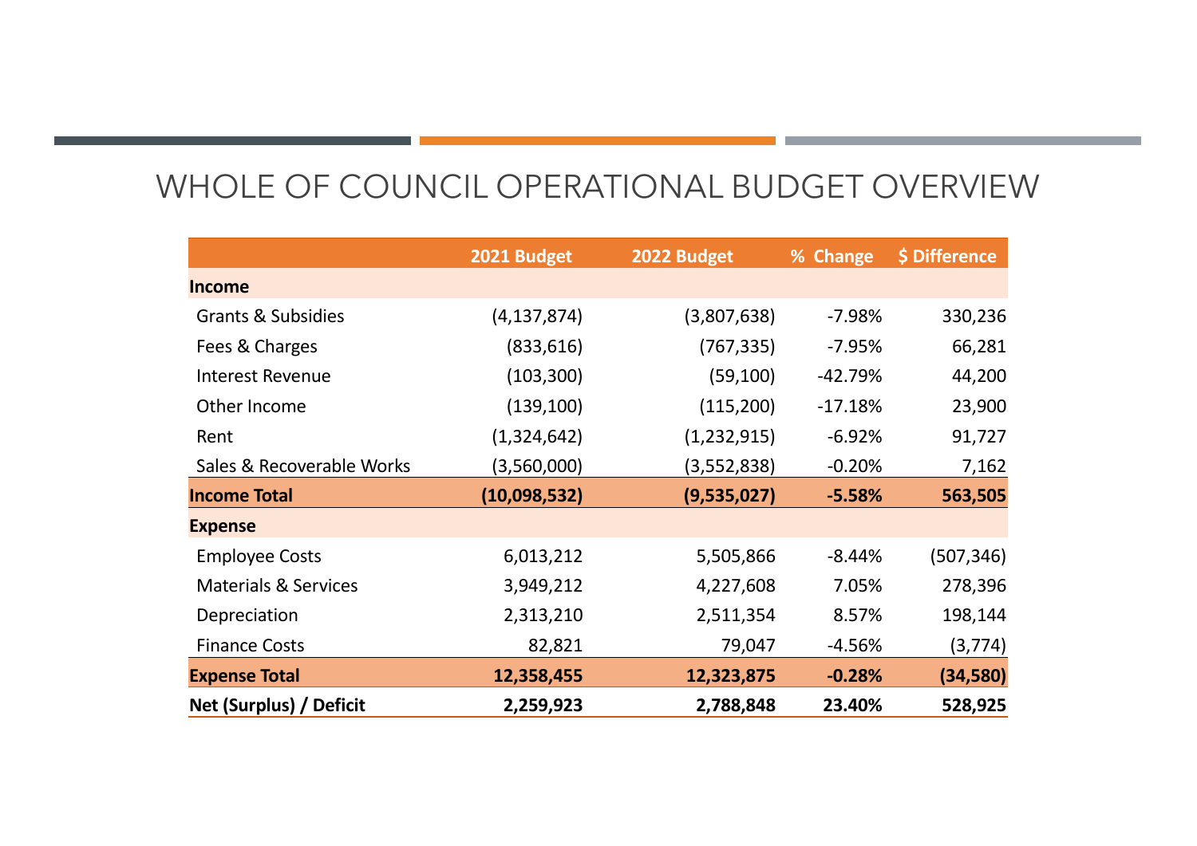# WHOLE OF COUNCIL OPERATIONAL BUDGET OVERVIEW

| | 2021 Budget | 2022 Budget | % Change | $ Difference |
|---|---|---|---|---|
| **Income** | | | | |
| Grants & Subsidies | (4,137,874) | (3,807,638) | -7.98% | 330,236 |
| Fees & Charges | (833,616) | (767,335) | -7.95% | 66,281 |
| Interest Revenue | (103,300) | (59,100) | -42.79% | 44,200 |
| Other Income | (139,100) | (115,200) | -17.18% | 23,900 |
| Rent | (1,324,642) | (1,232,915) | -6.92% | 91,727 |
| Sales & Recoverable Works | (3,560,000) | (3,552,838) | -0.20% | 7,162 |
| **Income Total** | **(10,098,532)** | **(9,535,027)** | **-5.58%** | **563,505** |
| **Expense** | | | | |
| Employee Costs | 6,013,212 | 5,505,866 | -8.44% | (507,346) |
| Materials & Services | 3,949,212 | 4,227,608 | 7.05% | 278,396 |
| Depreciation | 2,313,210 | 2,511,354 | 8.57% | 198,144 |
| Finance Costs | 82,821 | 79,047 | -4.56% | (3,774) |
| **Expense Total** | **12,358,455** | **12,323,875** | **-0.28%** | **(34,580)** |
| **Net (Surplus) / Deficit** | **2,259,923** | **2,788,848** | **23.40%** | **528,925** |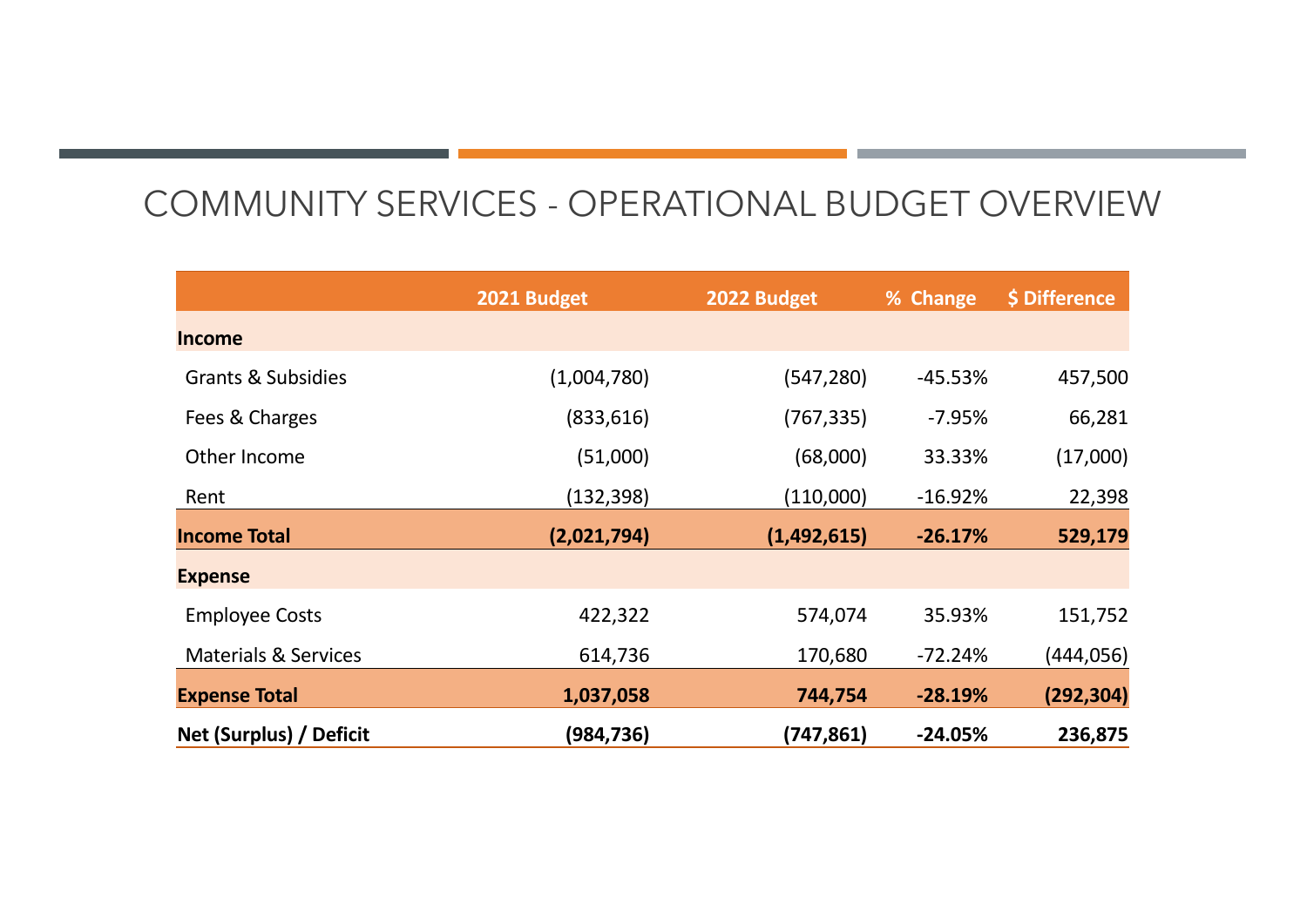# COMMUNITY SERVICES - OPERATIONAL BUDGET OVERVIEW

| | 2021 Budget | 2022 Budget | % Change | $ Difference |
|---|---|---|---|---|
| **Income** | | | | |
| Grants & Subsidies | (1,004,780) | (547,280) | -45.53% | 457,500 |
| Fees & Charges | (833,616) | (767,335) | -7.95% | 66,281 |
| Other Income | (51,000) | (68,000) | 33.33% | (17,000) |
| Rent | (132,398) | (110,000) | -16.92% | 22,398 |
| **Income Total** | **(2,021,794)** | **(1,492,615)** | **-26.17%** | **529,179** |
| **Expense** | | | | |
| Employee Costs | 422,322 | 574,074 | 35.93% | 151,752 |
| Materials & Services | 614,736 | 170,680 | -72.24% | (444,056) |
| **Expense Total** | **1,037,058** | **744,754** | **-28.19%** | **(292,304)** |
| **Net (Surplus) / Deficit** | **(984,736)** | **(747,861)** | **-24.05%** | **236,875** |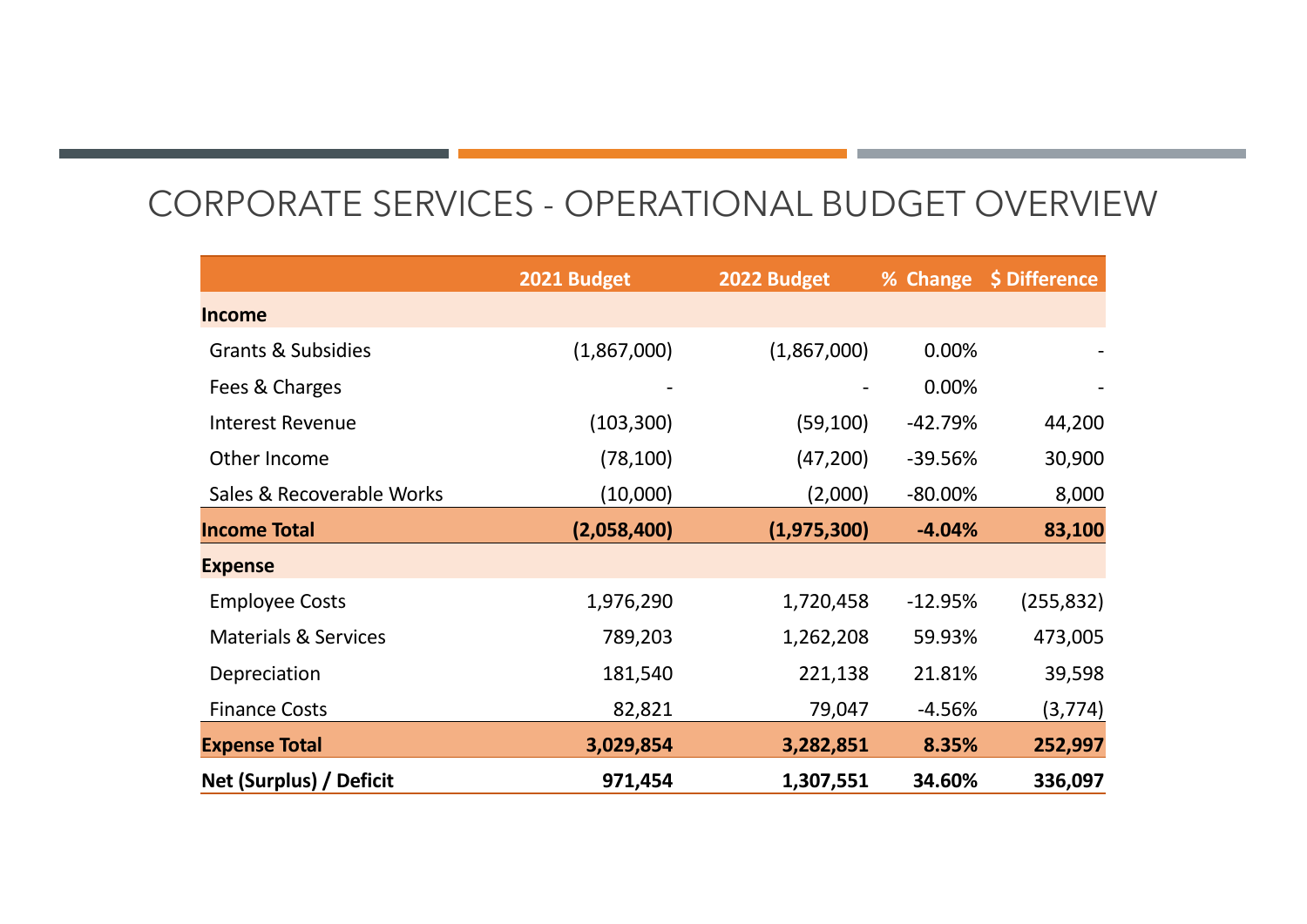# CORPORATE SERVICES - OPERATIONAL BUDGET OVERVIEW

| | 2021 Budget | 2022 Budget | % Change | $ Difference |
|---|---|---|---|---|
| **Income** | | | | |
| Grants & Subsidies | (1,867,000) | (1,867,000) | 0.00% | - |
| Fees & Charges | - | - | 0.00% | - |
| Interest Revenue | (103,300) | (59,100) | -42.79% | 44,200 |
| Other Income | (78,100) | (47,200) | -39.56% | 30,900 |
| Sales & Recoverable Works | (10,000) | (2,000) | -80.00% | 8,000 |
| **Income Total** | **(2,058,400)** | **(1,975,300)** | **-4.04%** | **83,100** |
| **Expense** | | | | |
| Employee Costs | 1,976,290 | 1,720,458 | -12.95% | (255,832) |
| Materials & Services | 789,203 | 1,262,208 | 59.93% | 473,005 |
| Depreciation | 181,540 | 221,138 | 21.81% | 39,598 |
| Finance Costs | 82,821 | 79,047 | -4.56% | (3,774) |
| **Expense Total** | **3,029,854** | **3,282,851** | **8.35%** | **252,997** |
| **Net (Surplus) / Deficit** | **971,454** | **1,307,551** | **34.60%** | **336,097** |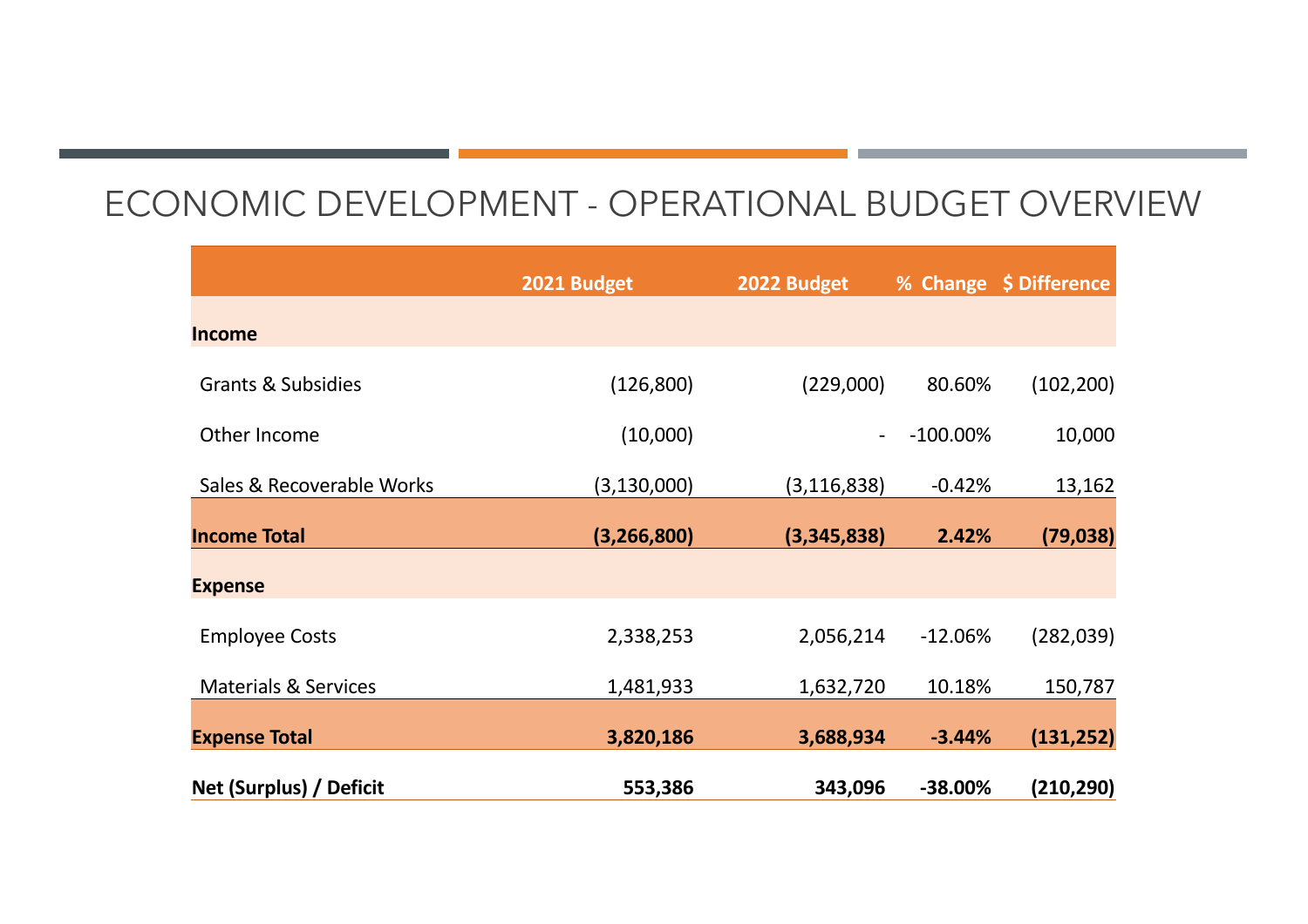# ECONOMIC DEVELOPMENT - OPERATIONAL BUDGET OVERVIEW

| | 2021 Budget | 2022 Budget | % Change | $ Difference |
|---|---|---|---|---|
| **Income** | | | | |
| Grants & Subsidies | (126,800) | (229,000) | 80.60% | (102,200) |
| Other Income | (10,000) | - | -100.00% | 10,000 |
| Sales & Recoverable Works | (3,130,000) | (3,116,838) | -0.42% | 13,162 |
| **Income Total** | **(3,266,800)** | **(3,345,838)** | **2.42%** | **(79,038)** |
| **Expense** | | | | |
| Employee Costs | 2,338,253 | 2,056,214 | -12.06% | (282,039) |
| Materials & Services | 1,481,933 | 1,632,720 | 10.18% | 150,787 |
| **Expense Total** | **3,820,186** | **3,688,934** | **-3.44%** | **(131,252)** |
| **Net (Surplus) / Deficit** | **553,386** | **343,096** | **-38.00%** | **(210,290)** |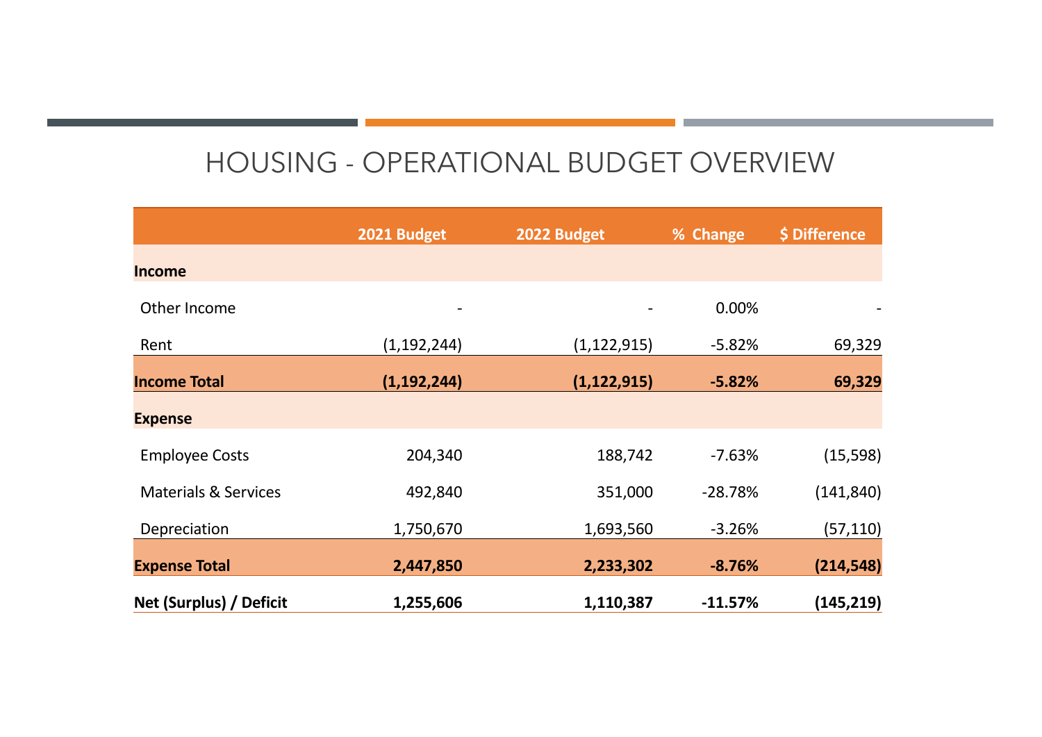# HOUSING - OPERATIONAL BUDGET OVERVIEW

| | 2021 Budget | 2022 Budget | % Change | $ Difference |
|---|---|---|---|---|
| **Income** | | | | |
| Other Income | - | - | 0.00% | - |
| Rent | (1,192,244) | (1,122,915) | -5.82% | 69,329 |
| **Income Total** | **(1,192,244)** | **(1,122,915)** | **-5.82%** | **69,329** |
| **Expense** | | | | |
| Employee Costs | 204,340 | 188,742 | -7.63% | (15,598) |
| Materials & Services | 492,840 | 351,000 | -28.78% | (141,840) |
| Depreciation | 1,750,670 | 1,693,560 | -3.26% | (57,110) |
| **Expense Total** | **2,447,850** | **2,233,302** | **-8.76%** | **(214,548)** |
| **Net (Surplus) / Deficit** | **1,255,606** | **1,110,387** | **-11.57%** | **(145,219)** |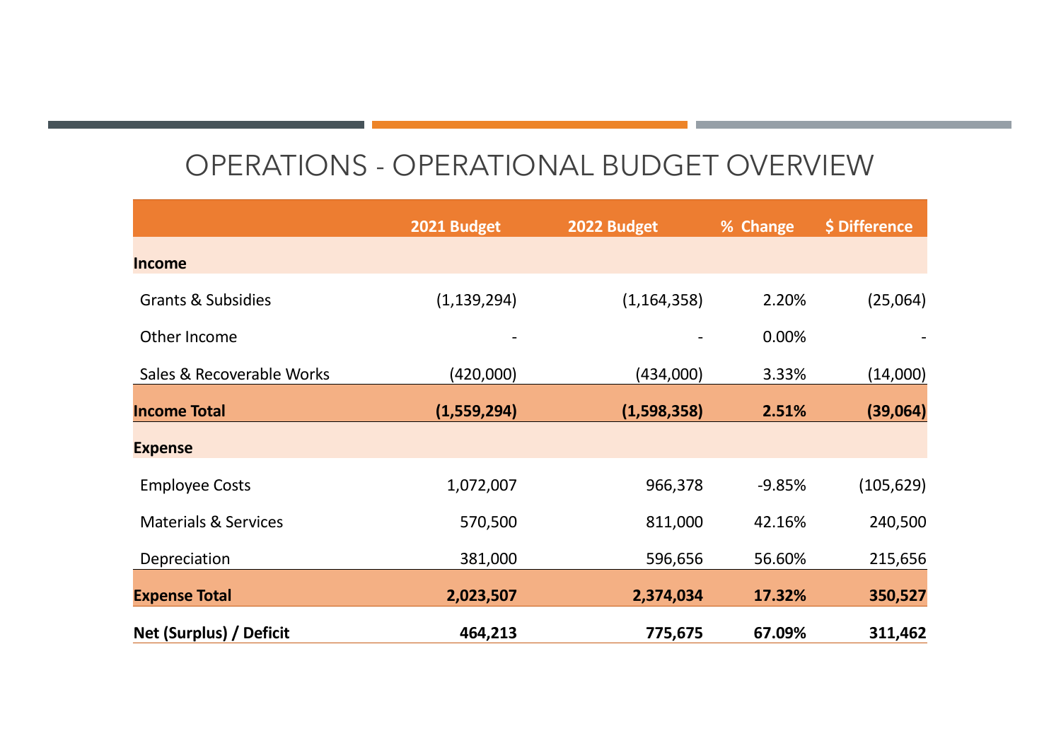# OPERATIONS - OPERATIONAL BUDGET OVERVIEW

| | 2021 Budget | 2022 Budget | % Change | $ Difference |
|---|---|---|---|---|
| **Income** | | | | |
| Grants & Subsidies | (1,139,294) | (1,164,358) | 2.20% | (25,064) |
| Other Income | - | - | 0.00% | - |
| Sales & Recoverable Works | (420,000) | (434,000) | 3.33% | (14,000) |
| **Income Total** | **(1,559,294)** | **(1,598,358)** | **2.51%** | **(39,064)** |
| **Expense** | | | | |
| Employee Costs | 1,072,007 | 966,378 | -9.85% | (105,629) |
| Materials & Services | 570,500 | 811,000 | 42.16% | 240,500 |
| Depreciation | 381,000 | 596,656 | 56.60% | 215,656 |
| **Expense Total** | **2,023,507** | **2,374,034** | **17.32%** | **350,527** |
| **Net (Surplus) / Deficit** | **464,213** | **775,675** | **67.09%** | **311,462** |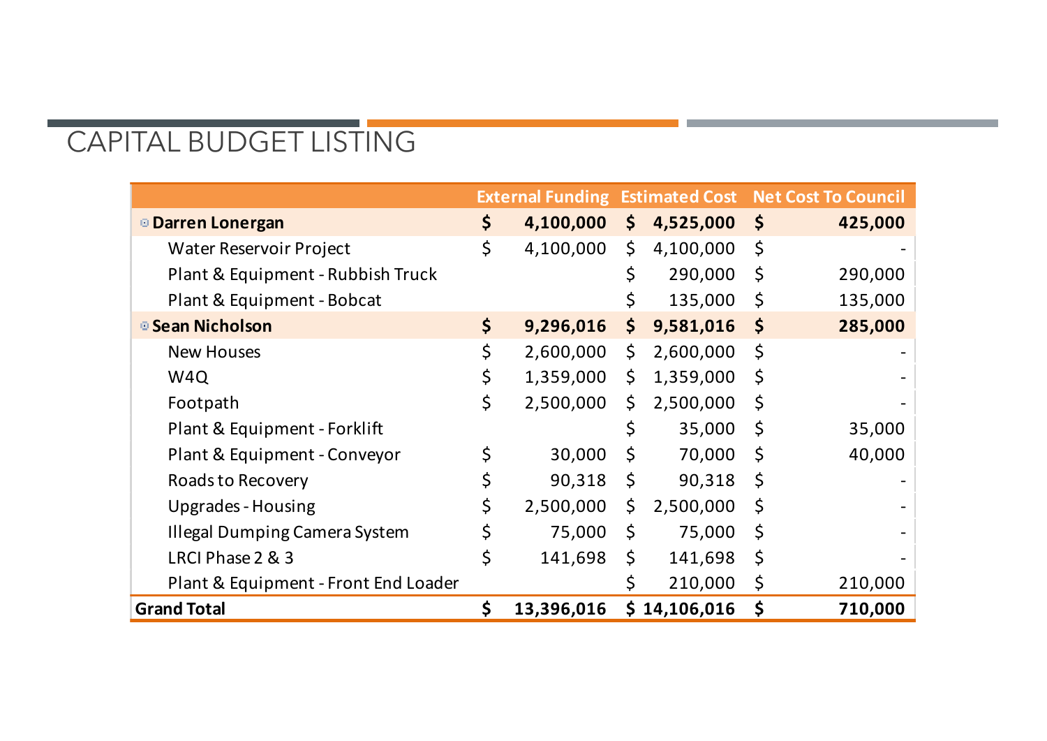# CAPITAL BUDGET LISTING

| | External Funding | Estimated Cost | Net Cost To Council |
|---|---|---|---|
| **Darren Lonergan** | **$ 4,100,000** | **$ 4,525,000** | **$ 425,000** |
| Water Reservoir Project | $ 4,100,000 | $ 4,100,000 | $ - |
| Plant & Equipment - Rubbish Truck | | $ 290,000 | $ 290,000 |
| Plant & Equipment - Bobcat | | $ 135,000 | $ 135,000 |
| **Sean Nicholson** | **$ 9,296,016** | **$ 9,581,016** | **$ 285,000** |
| New Houses | $ 2,600,000 | $ 2,600,000 | $ - |
| W4Q | $ 1,359,000 | $ 1,359,000 | $ - |
| Footpath | $ 2,500,000 | $ 2,500,000 | $ - |
| Plant & Equipment - Forklift | | $ 35,000 | $ 35,000 |
| Plant & Equipment - Conveyor | $ 30,000 | $ 70,000 | $ 40,000 |
| Roads to Recovery | $ 90,318 | $ 90,318 | $ - |
| Upgrades - Housing | $ 2,500,000 | $ 2,500,000 | $ - |
| Illegal Dumping Camera System | $ 75,000 | $ 75,000 | $ - |
| LRCI Phase 2 & 3 | $ 141,698 | $ 141,698 | $ - |
| Plant & Equipment - Front End Loader | | $ 210,000 | $ 210,000 |
| **Grand Total** | **$ 13,396,016** | **$ 14,106,016** | **$ 710,000** |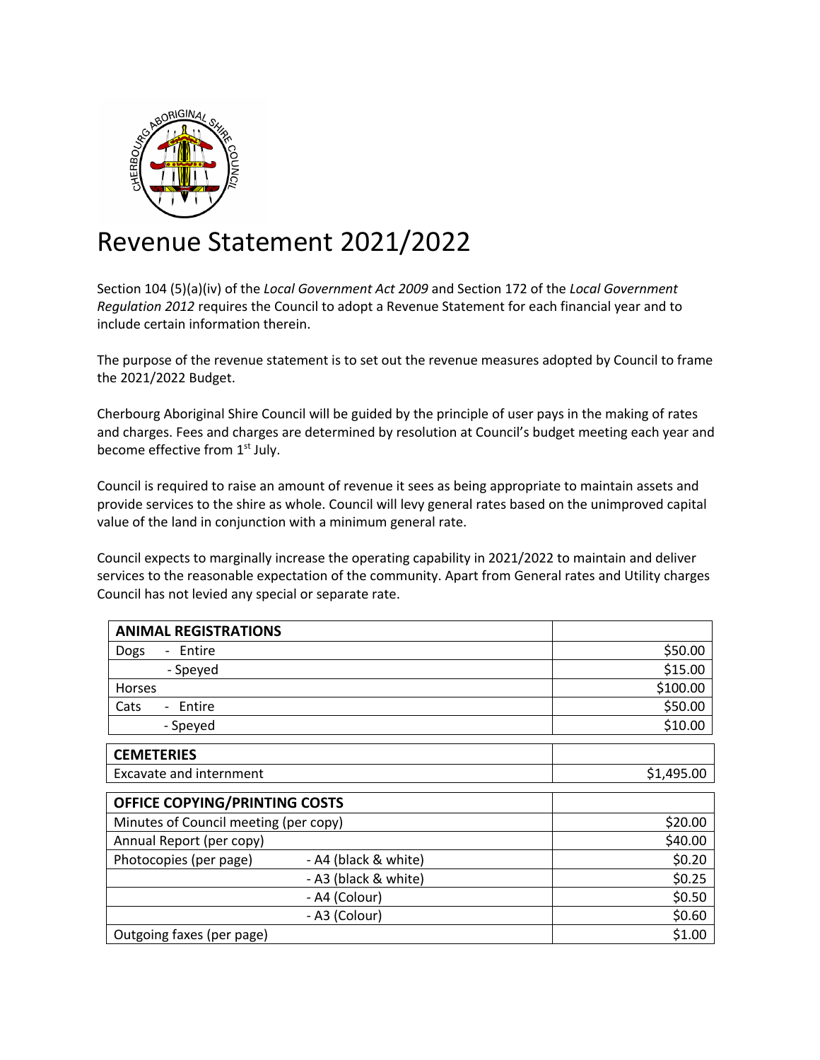# Revenue Statement 2021/2022

Section 104 (5)(a)(iv) of the *Local Government Act 2009* and Section 172 of the *Local Government Regulation 2012* requires the Council to adopt a Revenue Statement for each financial year and to include certain information therein.

The purpose of the revenue statement is to set out the revenue measures adopted by Council to frame the 2021/2022 Budget.

Cherbourg Aboriginal Shire Council will be guided by the principle of user pays in the making of rates and charges. Fees and charges are determined by resolution at Council's budget meeting each year and become effective from 1st July.

Council is required to raise an amount of revenue it sees as being appropriate to maintain assets and provide services to the shire as whole. Council will levy general rates based on the unimproved capital value of the land in conjunction with a minimum general rate.

Council expects to marginally increase the operating capability in 2021/2022 to maintain and deliver services to the reasonable expectation of the community. Apart from General rates and Utility charges Council has not levied any special or separate rate.

| **ANIMAL REGISTRATIONS** | |
|---|---|
| Dogs - Entire | $50.00 |
| - Speyed | $15.00 |
| Horses | $100.00 |
| Cats - Entire | $50.00 |
| - Speyed | $10.00 |

| **CEMETERIES** | |
|---|---|
| Excavate and internment | $1,495.00 |

| **OFFICE COPYING/PRINTING COSTS** | | |
|---|---|---|
| Minutes of Council meeting (per copy) | | $20.00 |
| Annual Report (per copy) | | $40.00 |
| Photocopies (per page) | - A4 (black & white) | $0.20 |
| | - A3 (black & white) | $0.25 |
| | - A4 (Colour) | $0.50 |
| | - A3 (Colour) | $0.60 |
| Outgoing faxes (per page) | | $1.00 |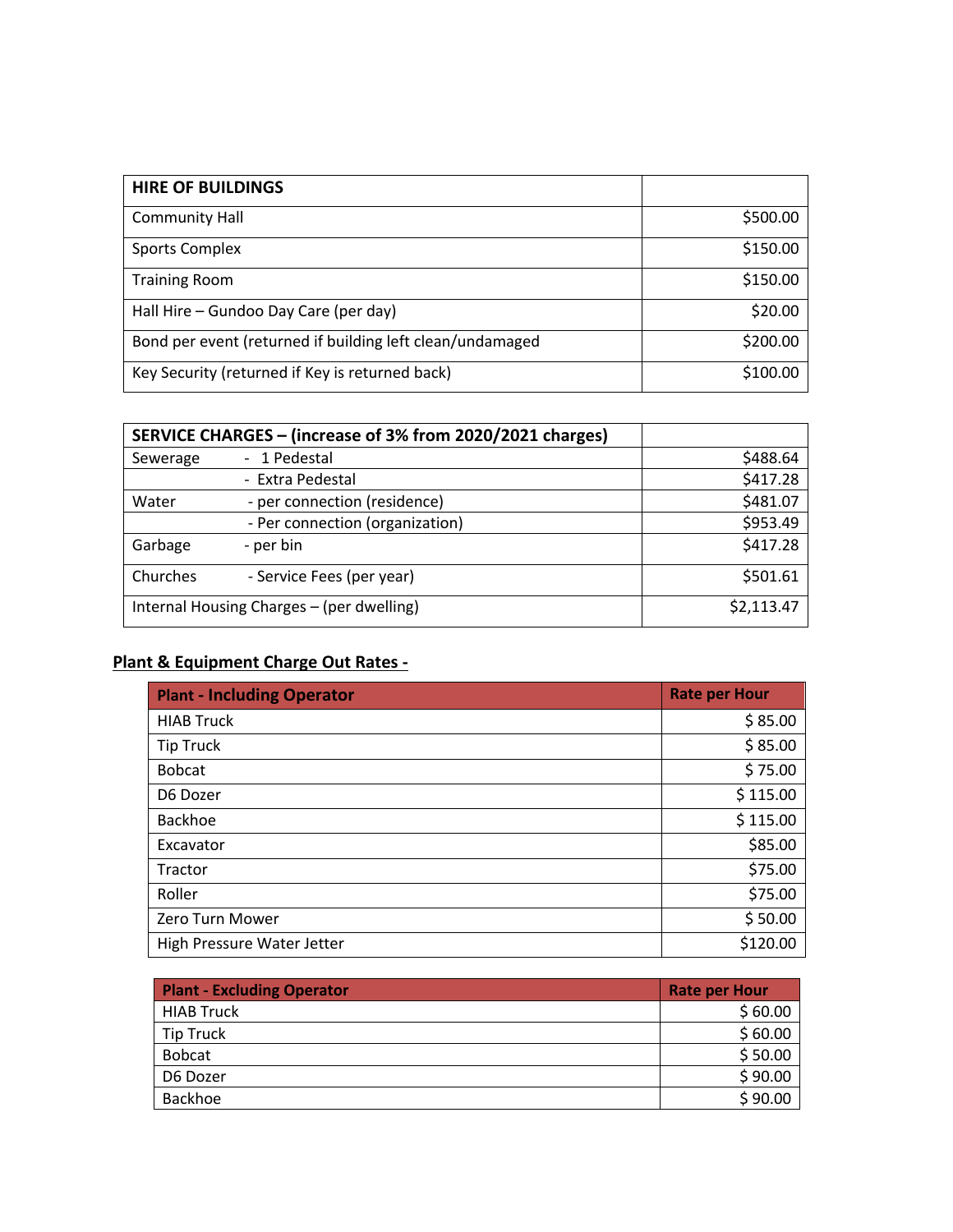| HIRE OF BUILDINGS | |
|---|---|
| Community Hall | $500.00 |
| Sports Complex | $150.00 |
| Training Room | $150.00 |
| Hall Hire – Gundoo Day Care (per day) | $20.00 |
| Bond per event (returned if building left clean/undamaged | $200.00 |
| Key Security (returned if Key is returned back) | $100.00 |

| SERVICE CHARGES – (increase of 3% from 2020/2021 charges) | | |
|---|---|---|
| Sewerage | - 1 Pedestal | $488.64 |
| | - Extra Pedestal | $417.28 |
| Water | - per connection (residence) | $481.07 |
| | - Per connection (organization) | $953.49 |
| Garbage | - per bin | $417.28 |
| Churches | - Service Fees (per year) | $501.61 |
| Internal Housing Charges – (per dwelling) | | $2,113.47 |

**Plant & Equipment Charge Out Rates -**

| Plant - Including Operator | Rate per Hour |
|---|---|
| HIAB Truck | $ 85.00 |
| Tip Truck | $ 85.00 |
| Bobcat | $ 75.00 |
| D6 Dozer | $ 115.00 |
| Backhoe | $ 115.00 |
| Excavator | $85.00 |
| Tractor | $75.00 |
| Roller | $75.00 |
| Zero Turn Mower | $ 50.00 |
| High Pressure Water Jetter | $120.00 |

| Plant - Excluding Operator | Rate per Hour |
|---|---|
| HIAB Truck | $ 60.00 |
| Tip Truck | $ 60.00 |
| Bobcat | $ 50.00 |
| D6 Dozer | $ 90.00 |
| Backhoe | $ 90.00 |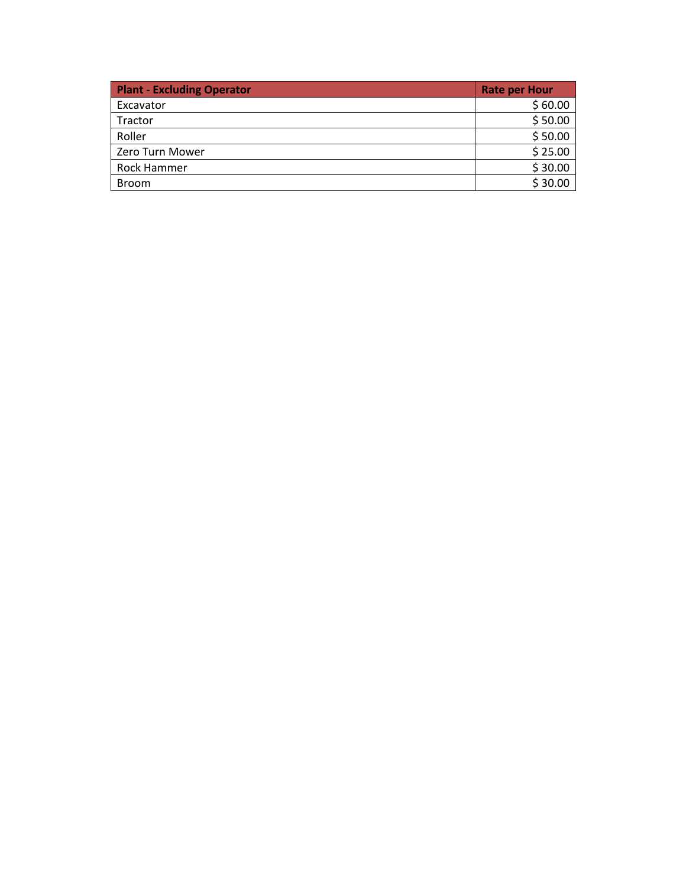| Plant - Excluding Operator | Rate per Hour |
|---|---:|
| Excavator | $ 60.00 |
| Tractor | $ 50.00 |
| Roller | $ 50.00 |
| Zero Turn Mower | $ 25.00 |
| Rock Hammer | $ 30.00 |
| Broom | $ 30.00 |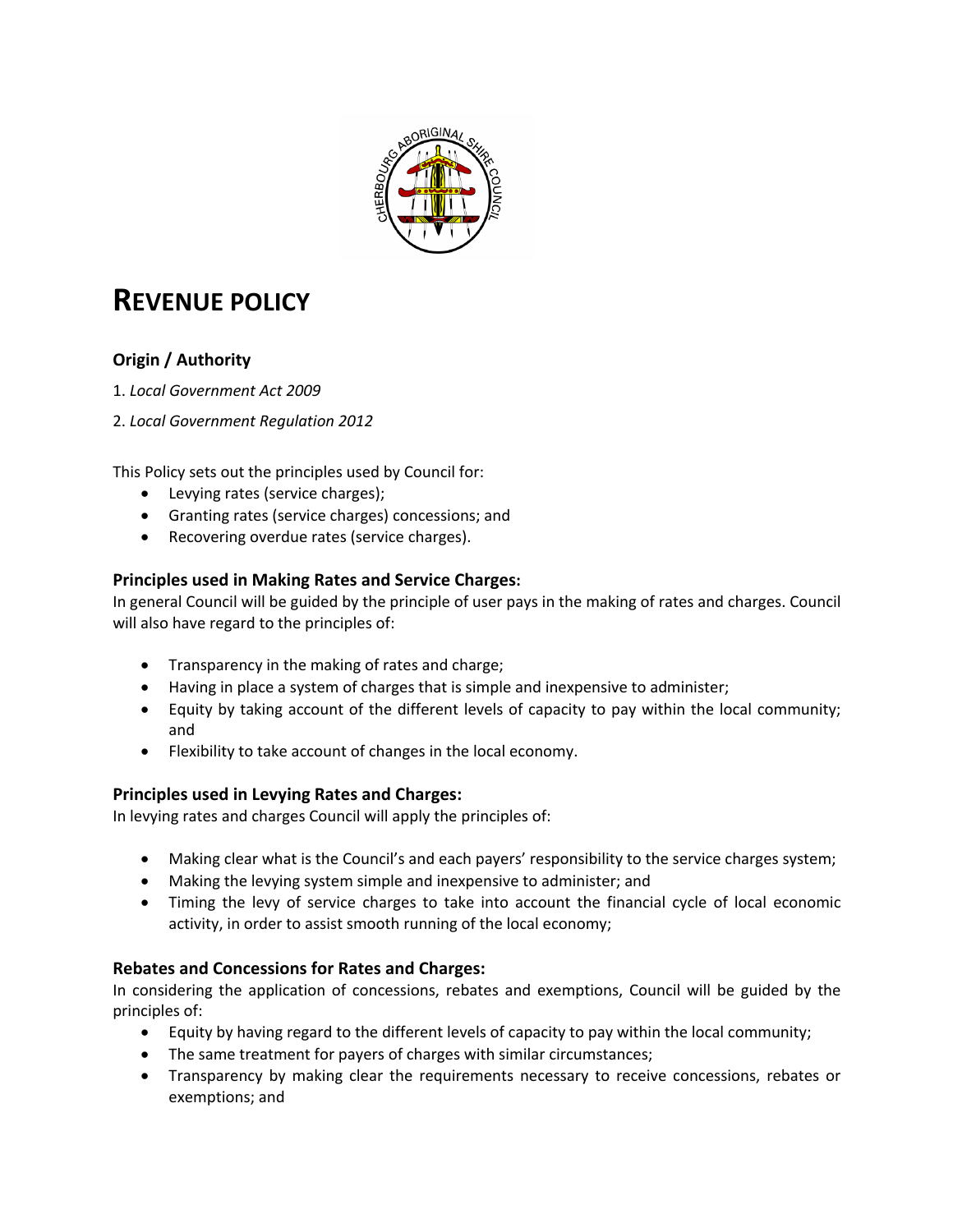# REVENUE POLICY

### Origin / Authority

1. *Local Government Act 2009*

2. *Local Government Regulation 2012*

This Policy sets out the principles used by Council for:

- Levying rates (service charges);
- Granting rates (service charges) concessions; and
- Recovering overdue rates (service charges).

### Principles used in Making Rates and Service Charges:

In general Council will be guided by the principle of user pays in the making of rates and charges. Council will also have regard to the principles of:

- Transparency in the making of rates and charge;
- Having in place a system of charges that is simple and inexpensive to administer;
- Equity by taking account of the different levels of capacity to pay within the local community; and
- Flexibility to take account of changes in the local economy.

### Principles used in Levying Rates and Charges:

In levying rates and charges Council will apply the principles of:

- Making clear what is the Council's and each payers' responsibility to the service charges system;
- Making the levying system simple and inexpensive to administer; and
- Timing the levy of service charges to take into account the financial cycle of local economic activity, in order to assist smooth running of the local economy;

### Rebates and Concessions for Rates and Charges:

In considering the application of concessions, rebates and exemptions, Council will be guided by the principles of:

- Equity by having regard to the different levels of capacity to pay within the local community;
- The same treatment for payers of charges with similar circumstances;
- Transparency by making clear the requirements necessary to receive concessions, rebates or exemptions; and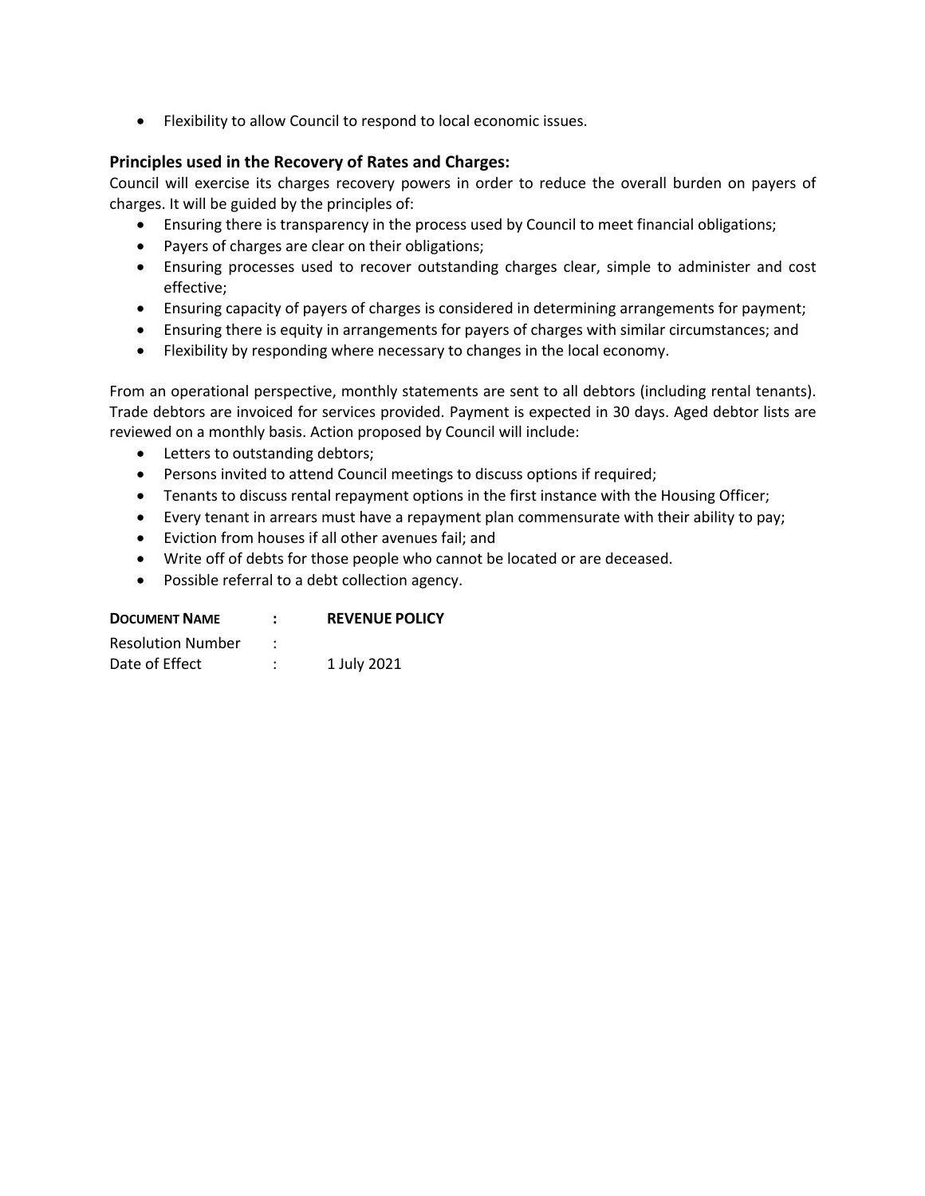- Flexibility to allow Council to respond to local economic issues.

### Principles used in the Recovery of Rates and Charges:

Council will exercise its charges recovery powers in order to reduce the overall burden on payers of charges. It will be guided by the principles of:

- Ensuring there is transparency in the process used by Council to meet financial obligations;
- Payers of charges are clear on their obligations;
- Ensuring processes used to recover outstanding charges clear, simple to administer and cost effective;
- Ensuring capacity of payers of charges is considered in determining arrangements for payment;
- Ensuring there is equity in arrangements for payers of charges with similar circumstances; and
- Flexibility by responding where necessary to changes in the local economy.

From an operational perspective, monthly statements are sent to all debtors (including rental tenants). Trade debtors are invoiced for services provided. Payment is expected in 30 days. Aged debtor lists are reviewed on a monthly basis. Action proposed by Council will include:

- Letters to outstanding debtors;
- Persons invited to attend Council meetings to discuss options if required;
- Tenants to discuss rental repayment options in the first instance with the Housing Officer;
- Every tenant in arrears must have a repayment plan commensurate with their ability to pay;
- Eviction from houses if all other avenues fail; and
- Write off of debts for those people who cannot be located or are deceased.
- Possible referral to a debt collection agency.

| **DOCUMENT NAME** | **:** | **REVENUE POLICY** |
|---|---|---|
| Resolution Number | : | |
| Date of Effect | : | 1 July 2021 |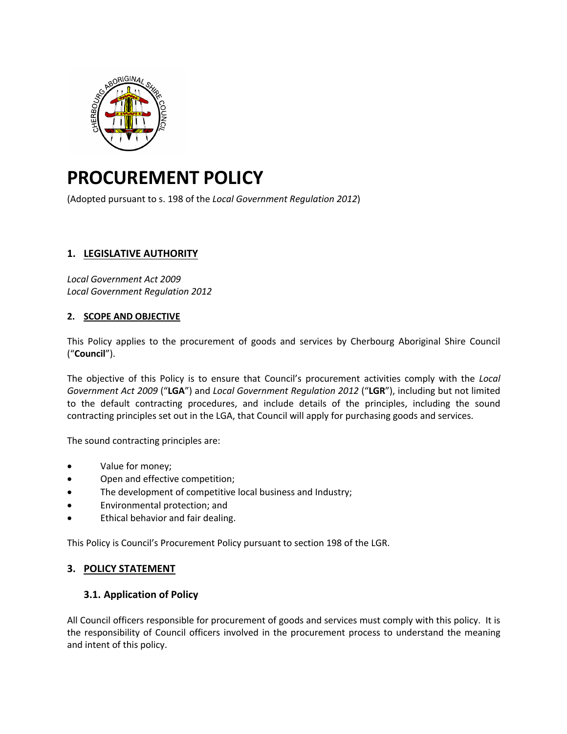# PROCUREMENT POLICY

(Adopted pursuant to s. 198 of the *Local Government Regulation 2012*)

## 1. LEGISLATIVE AUTHORITY

*Local Government Act 2009*
*Local Government Regulation 2012*

## 2. SCOPE AND OBJECTIVE

This Policy applies to the procurement of goods and services by Cherbourg Aboriginal Shire Council ("**Council**").

The objective of this Policy is to ensure that Council's procurement activities comply with the *Local Government Act 2009* ("**LGA**") and *Local Government Regulation 2012* ("**LGR**"), including but not limited to the default contracting procedures, and include details of the principles, including the sound contracting principles set out in the LGA, that Council will apply for purchasing goods and services.

The sound contracting principles are:

- Value for money;
- Open and effective competition;
- The development of competitive local business and Industry;
- Environmental protection; and
- Ethical behavior and fair dealing.

This Policy is Council's Procurement Policy pursuant to section 198 of the LGR.

## 3. POLICY STATEMENT

### 3.1. Application of Policy

All Council officers responsible for procurement of goods and services must comply with this policy. It is the responsibility of Council officers involved in the procurement process to understand the meaning and intent of this policy.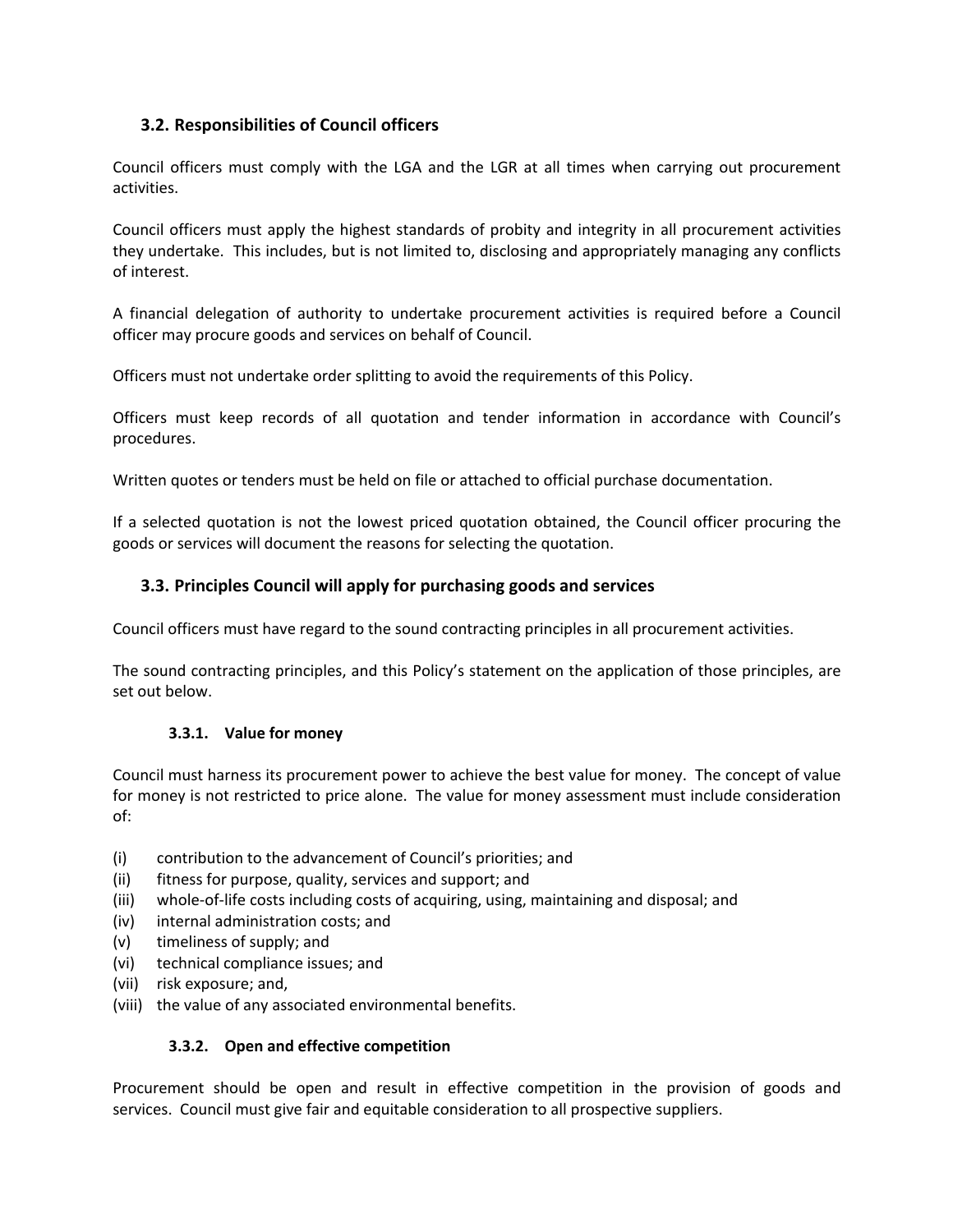## 3.2. Responsibilities of Council officers

Council officers must comply with the LGA and the LGR at all times when carrying out procurement activities.

Council officers must apply the highest standards of probity and integrity in all procurement activities they undertake. This includes, but is not limited to, disclosing and appropriately managing any conflicts of interest.

A financial delegation of authority to undertake procurement activities is required before a Council officer may procure goods and services on behalf of Council.

Officers must not undertake order splitting to avoid the requirements of this Policy.

Officers must keep records of all quotation and tender information in accordance with Council's procedures.

Written quotes or tenders must be held on file or attached to official purchase documentation.

If a selected quotation is not the lowest priced quotation obtained, the Council officer procuring the goods or services will document the reasons for selecting the quotation.

## 3.3. Principles Council will apply for purchasing goods and services

Council officers must have regard to the sound contracting principles in all procurement activities.

The sound contracting principles, and this Policy's statement on the application of those principles, are set out below.

### 3.3.1. Value for money

Council must harness its procurement power to achieve the best value for money. The concept of value for money is not restricted to price alone. The value for money assessment must include consideration of:

(i) contribution to the advancement of Council's priorities; and
(ii) fitness for purpose, quality, services and support; and
(iii) whole-of-life costs including costs of acquiring, using, maintaining and disposal; and
(iv) internal administration costs; and
(v) timeliness of supply; and
(vi) technical compliance issues; and
(vii) risk exposure; and,
(viii) the value of any associated environmental benefits.

### 3.3.2. Open and effective competition

Procurement should be open and result in effective competition in the provision of goods and services. Council must give fair and equitable consideration to all prospective suppliers.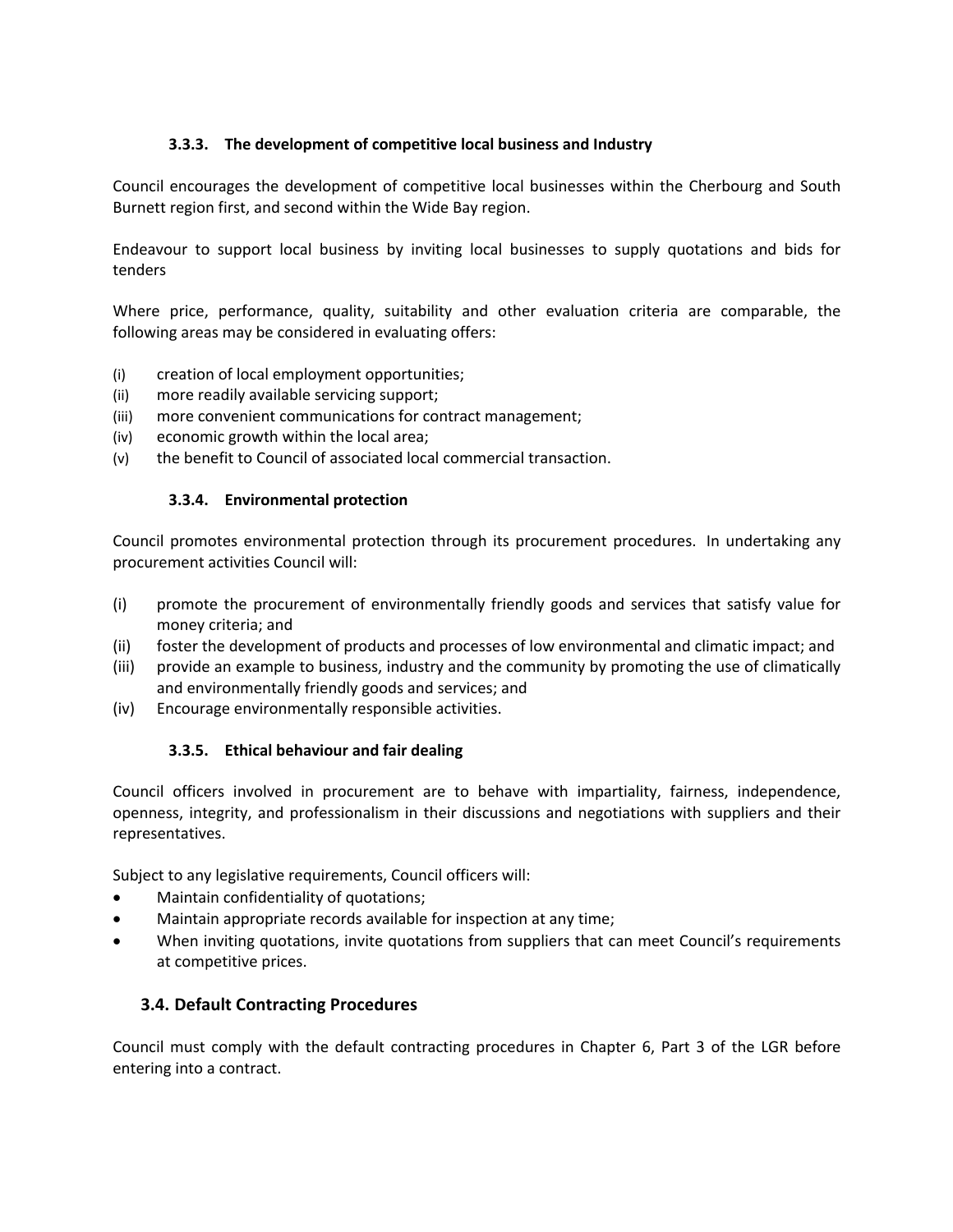#### 3.3.3. The development of competitive local business and Industry

Council encourages the development of competitive local businesses within the Cherbourg and South Burnett region first, and second within the Wide Bay region.

Endeavour to support local business by inviting local businesses to supply quotations and bids for tenders

Where price, performance, quality, suitability and other evaluation criteria are comparable, the following areas may be considered in evaluating offers:

(i) creation of local employment opportunities;
(ii) more readily available servicing support;
(iii) more convenient communications for contract management;
(iv) economic growth within the local area;
(v) the benefit to Council of associated local commercial transaction.

#### 3.3.4. Environmental protection

Council promotes environmental protection through its procurement procedures. In undertaking any procurement activities Council will:

(i) promote the procurement of environmentally friendly goods and services that satisfy value for money criteria; and
(ii) foster the development of products and processes of low environmental and climatic impact; and
(iii) provide an example to business, industry and the community by promoting the use of climatically and environmentally friendly goods and services; and
(iv) Encourage environmentally responsible activities.

#### 3.3.5. Ethical behaviour and fair dealing

Council officers involved in procurement are to behave with impartiality, fairness, independence, openness, integrity, and professionalism in their discussions and negotiations with suppliers and their representatives.

Subject to any legislative requirements, Council officers will:

- Maintain confidentiality of quotations;
- Maintain appropriate records available for inspection at any time;
- When inviting quotations, invite quotations from suppliers that can meet Council's requirements at competitive prices.

### 3.4. Default Contracting Procedures

Council must comply with the default contracting procedures in Chapter 6, Part 3 of the LGR before entering into a contract.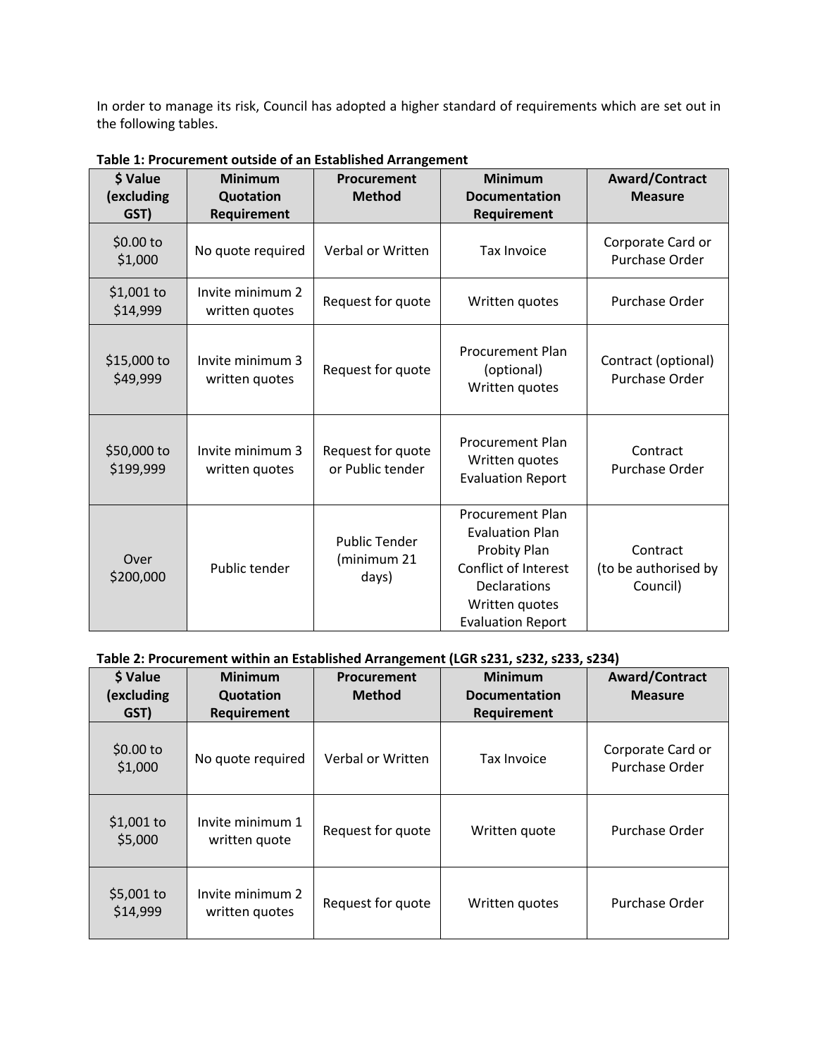In order to manage its risk, Council has adopted a higher standard of requirements which are set out in the following tables.

**Table 1: Procurement outside of an Established Arrangement**

| $ Value (excluding GST) | Minimum Quotation Requirement | Procurement Method | Minimum Documentation Requirement | Award/Contract Measure |
|---|---|---|---|---|
| $0.00 to $1,000 | No quote required | Verbal or Written | Tax Invoice | Corporate Card or Purchase Order |
| $1,001 to $14,999 | Invite minimum 2 written quotes | Request for quote | Written quotes | Purchase Order |
| $15,000 to $49,999 | Invite minimum 3 written quotes | Request for quote | Procurement Plan (optional)<br>Written quotes | Contract (optional)<br>Purchase Order |
| $50,000 to $199,999 | Invite minimum 3 written quotes | Request for quote or Public tender | Procurement Plan<br>Written quotes<br>Evaluation Report | Contract<br>Purchase Order |
| Over $200,000 | Public tender | Public Tender (minimum 21 days) | Procurement Plan<br>Evaluation Plan<br>Probity Plan<br>Conflict of Interest Declarations<br>Written quotes<br>Evaluation Report | Contract<br>(to be authorised by Council) |

**Table 2: Procurement within an Established Arrangement (LGR s231, s232, s233, s234)**

| $ Value (excluding GST) | Minimum Quotation Requirement | Procurement Method | Minimum Documentation Requirement | Award/Contract Measure |
|---|---|---|---|---|
| $0.00 to $1,000 | No quote required | Verbal or Written | Tax Invoice | Corporate Card or Purchase Order |
| $1,001 to $5,000 | Invite minimum 1 written quote | Request for quote | Written quote | Purchase Order |
| $5,001 to $14,999 | Invite minimum 2 written quotes | Request for quote | Written quotes | Purchase Order |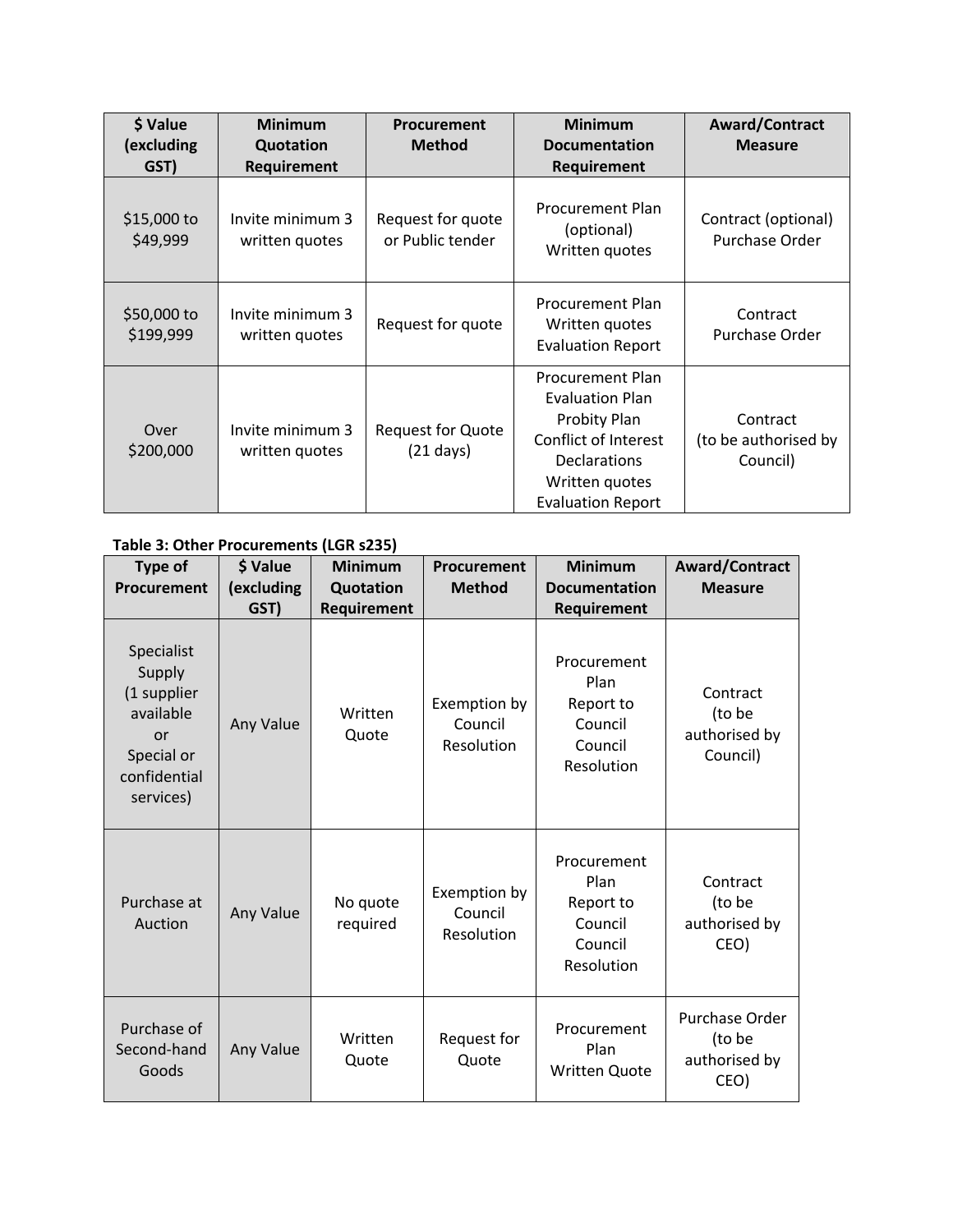| $ Value (excluding GST) | Minimum Quotation Requirement | Procurement Method | Minimum Documentation Requirement | Award/Contract Measure |
|---|---|---|---|---|
| $15,000 to $49,999 | Invite minimum 3 written quotes | Request for quote or Public tender | Procurement Plan (optional)<br>Written quotes | Contract (optional)<br>Purchase Order |
| $50,000 to $199,999 | Invite minimum 3 written quotes | Request for quote | Procurement Plan<br>Written quotes<br>Evaluation Report | Contract<br>Purchase Order |
| Over $200,000 | Invite minimum 3 written quotes | Request for Quote (21 days) | Procurement Plan<br>Evaluation Plan<br>Probity Plan<br>Conflict of Interest Declarations<br>Written quotes<br>Evaluation Report | Contract<br>(to be authorised by Council) |

**Table 3: Other Procurements (LGR s235)**

| Type of Procurement | $ Value (excluding GST) | Minimum Quotation Requirement | Procurement Method | Minimum Documentation Requirement | Award/Contract Measure |
|---|---|---|---|---|---|
| Specialist Supply<br>(1 supplier available<br>or<br>Special or confidential services) | Any Value | Written Quote | Exemption by Council Resolution | Procurement Plan<br>Report to Council<br>Council Resolution | Contract<br>(to be authorised by Council) |
| Purchase at Auction | Any Value | No quote required | Exemption by Council Resolution | Procurement Plan<br>Report to Council<br>Council Resolution | Contract<br>(to be authorised by CEO) |
| Purchase of Second-hand Goods | Any Value | Written Quote | Request for Quote | Procurement Plan<br>Written Quote | Purchase Order<br>(to be authorised by CEO) |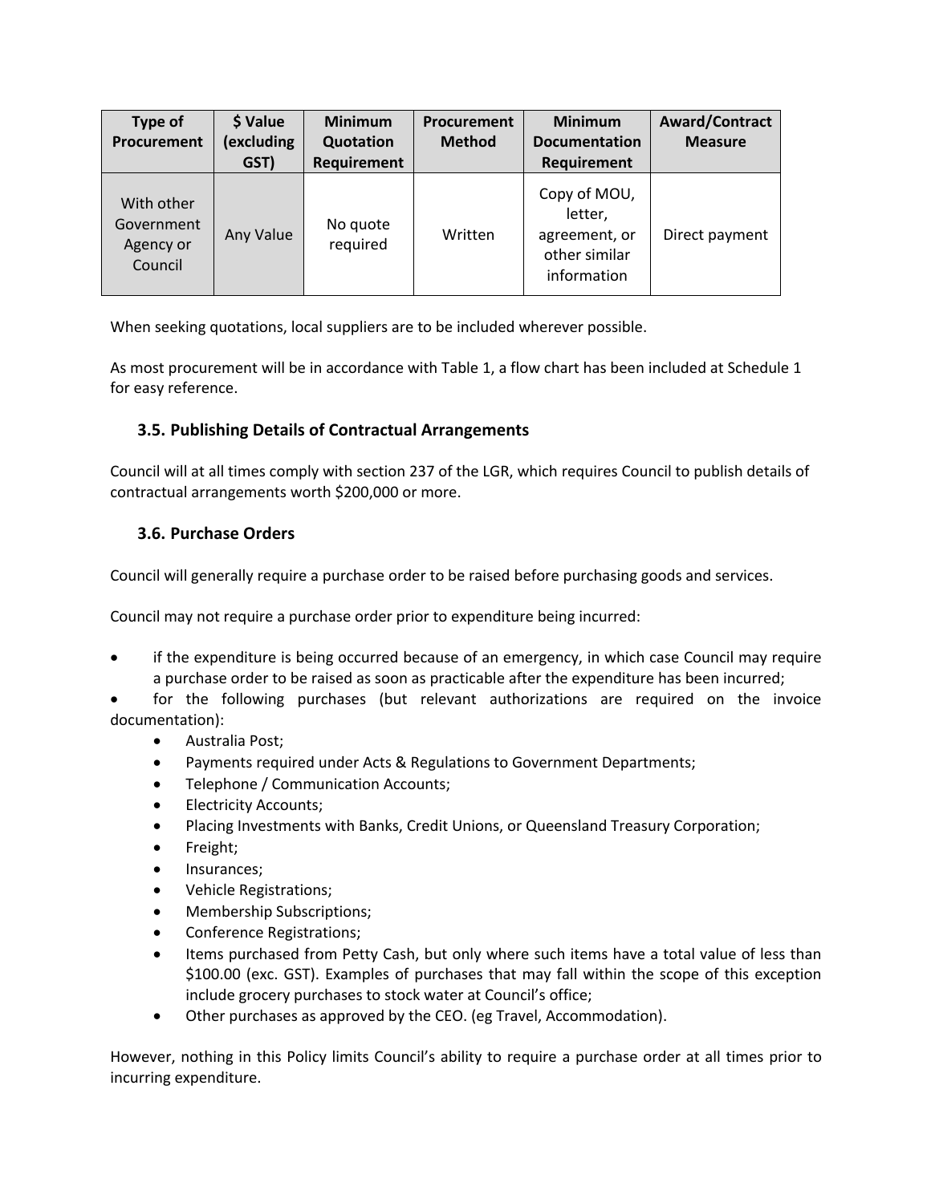| Type of Procurement | $ Value (excluding GST) | Minimum Quotation Requirement | Procurement Method | Minimum Documentation Requirement | Award/Contract Measure |
|---|---|---|---|---|---|
| With other Government Agency or Council | Any Value | No quote required | Written | Copy of MOU, letter, agreement, or other similar information | Direct payment |

When seeking quotations, local suppliers are to be included wherever possible.

As most procurement will be in accordance with Table 1, a flow chart has been included at Schedule 1 for easy reference.

### 3.5. Publishing Details of Contractual Arrangements

Council will at all times comply with section 237 of the LGR, which requires Council to publish details of contractual arrangements worth $200,000 or more.

### 3.6. Purchase Orders

Council will generally require a purchase order to be raised before purchasing goods and services.

Council may not require a purchase order prior to expenditure being incurred:

- if the expenditure is being occurred because of an emergency, in which case Council may require a purchase order to be raised as soon as practicable after the expenditure has been incurred;
- for the following purchases (but relevant authorizations are required on the invoice documentation):
  - Australia Post;
  - Payments required under Acts & Regulations to Government Departments;
  - Telephone / Communication Accounts;
  - Electricity Accounts;
  - Placing Investments with Banks, Credit Unions, or Queensland Treasury Corporation;
  - Freight;
  - Insurances;
  - Vehicle Registrations;
  - Membership Subscriptions;
  - Conference Registrations;
  - Items purchased from Petty Cash, but only where such items have a total value of less than $100.00 (exc. GST). Examples of purchases that may fall within the scope of this exception include grocery purchases to stock water at Council's office;
  - Other purchases as approved by the CEO. (eg Travel, Accommodation).

However, nothing in this Policy limits Council's ability to require a purchase order at all times prior to incurring expenditure.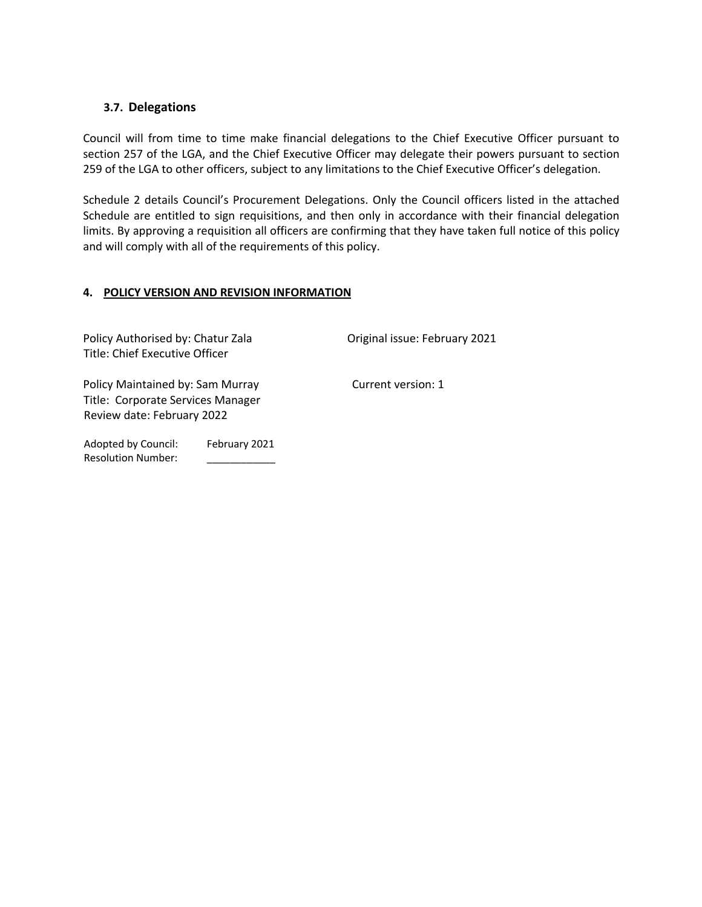### 3.7. Delegations

Council will from time to time make financial delegations to the Chief Executive Officer pursuant to section 257 of the LGA, and the Chief Executive Officer may delegate their powers pursuant to section 259 of the LGA to other officers, subject to any limitations to the Chief Executive Officer's delegation.

Schedule 2 details Council's Procurement Delegations. Only the Council officers listed in the attached Schedule are entitled to sign requisitions, and then only in accordance with their financial delegation limits. By approving a requisition all officers are confirming that they have taken full notice of this policy and will comply with all of the requirements of this policy.

## 4. POLICY VERSION AND REVISION INFORMATION

Policy Authorised by: Chatur Zala
Title: Chief Executive Officer

Original issue: February 2021

Policy Maintained by: Sam Murray
Title: Corporate Services Manager
Review date: February 2022

Current version: 1

Adopted by Council: February 2021
Resolution Number: ____________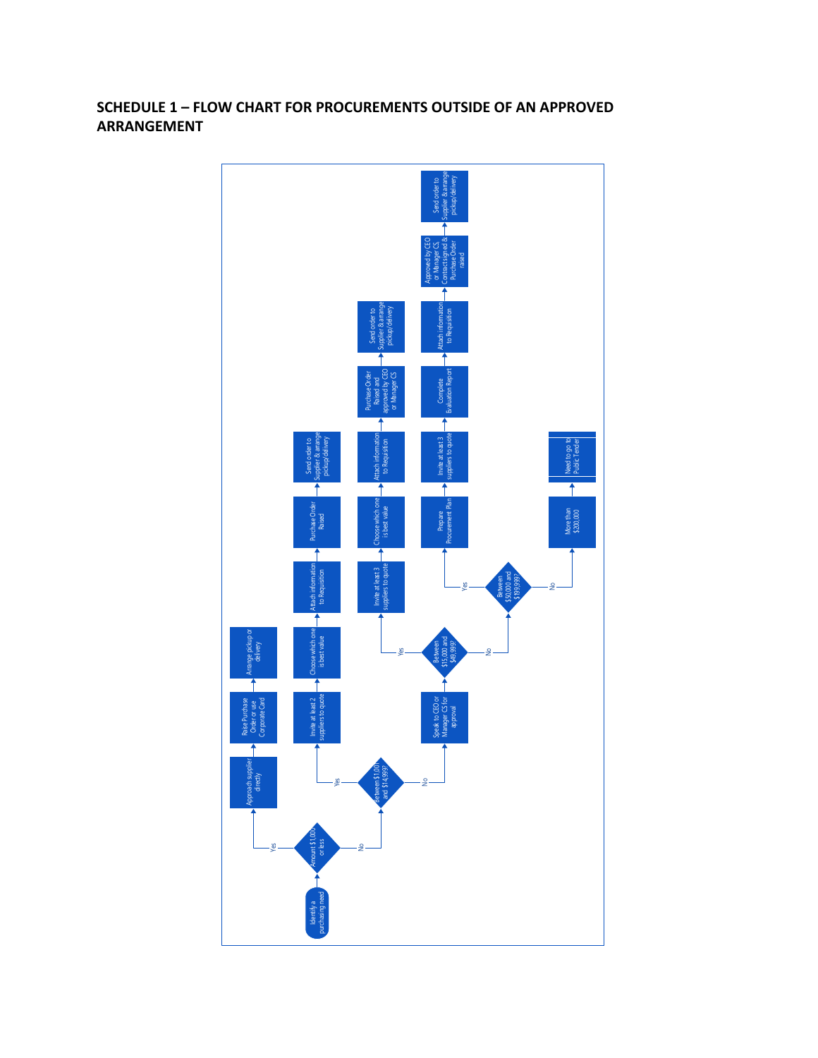## SCHEDULE 1 – FLOW CHART FOR PROCUREMENTS OUTSIDE OF AN APPROVED ARRANGEMENT

- Identify a purchasing need
  - **Amount $1,000 or less?**
    - **Yes:** Approach supplier directly → Raise Purchase Order or use Corporate Card → Arrange pickup or delivery
    - **No:** **Between $1,001 and $14,999?**
      - **Yes:** Invite at least 2 suppliers to quote → Choose which one is best value → Attach information to Requisition → Purchase Order Raised → Send order to Supplier & arrange pickup/delivery
      - **No:** Speak to CEO or Manager CS for approval → **Between $15,000 and $49,999?**
        - **Yes:** Invite at least 3 suppliers to quote → Choose which one is best value → Attach information to Requisition → Purchase Order Raised and approved by CEO or Manager CS → Send order to Supplier & arrange pickup/delivery
        - **No:** **Between $50,000 and $199,999?**
          - **Yes:** Prepare Procurement Plan → Invite at least 3 suppliers to quote → Complete Evaluation Report → Attach information to Requisition → Approved by CEO or Manager CS, Contract signed & Purchase Order raised → Send order to Supplier & arrange pickup/delivery
          - **No:** More than $200,000 → Need to go to Public Tender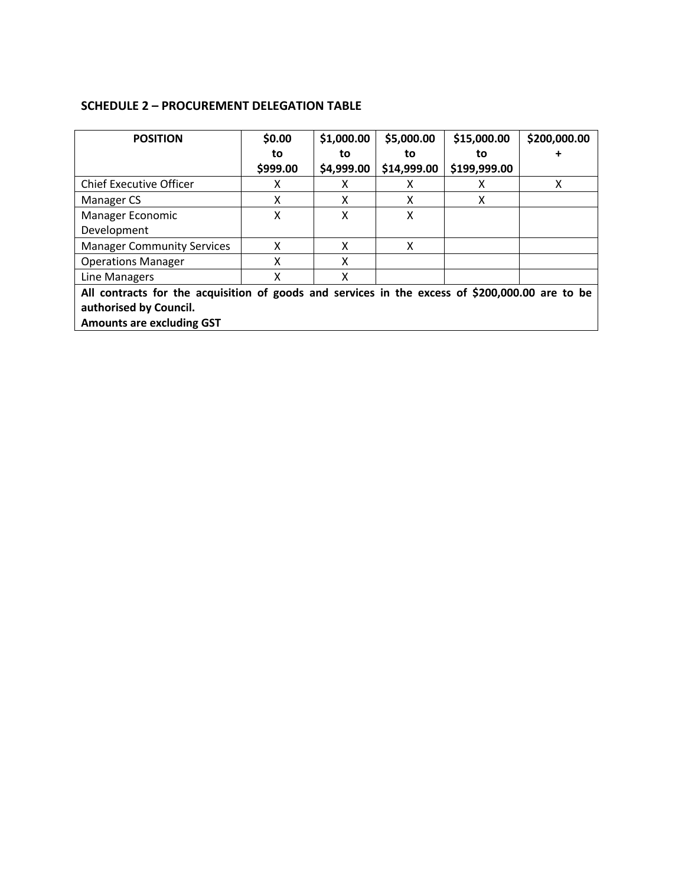**SCHEDULE 2 – PROCUREMENT DELEGATION TABLE**

| POSITION | $0.00 to $999.00 | $1,000.00 to $4,999.00 | $5,000.00 to $14,999.00 | $15,000.00 to $199,999.00 | $200,000.00 + |
|---|---|---|---|---|---|
| Chief Executive Officer | X | X | X | X | X |
| Manager CS | X | X | X | X | |
| Manager Economic Development | X | X | X | | |
| Manager Community Services | X | X | X | | |
| Operations Manager | X | X | | | |
| Line Managers | X | X | | | |
| **All contracts for the acquisition of goods and services in the excess of $200,000.00 are to be authorised by Council.** **Amounts are excluding GST** | | | | | |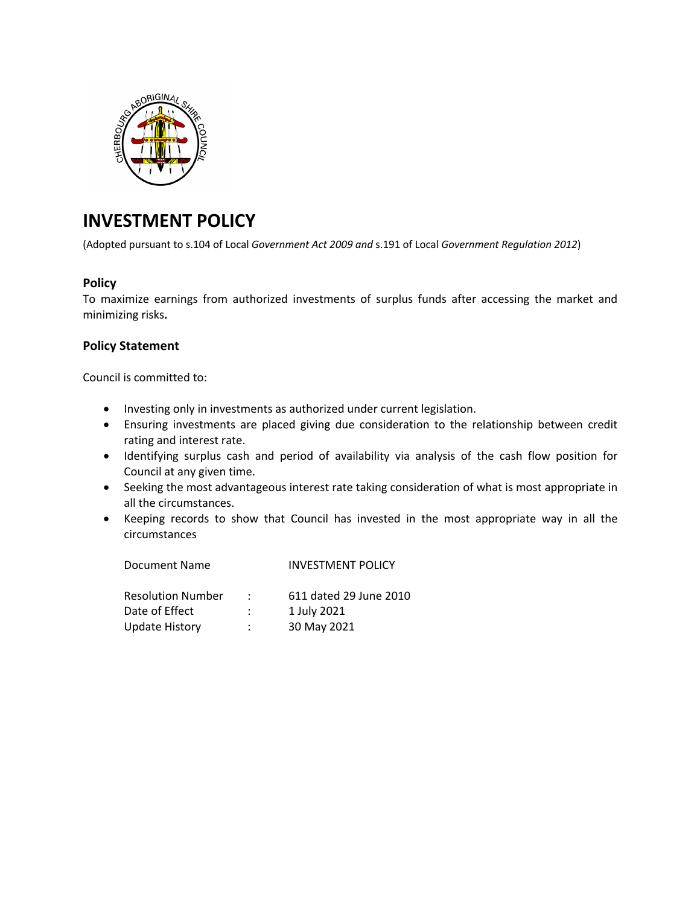# INVESTMENT POLICY

(Adopted pursuant to s.104 of Local *Government Act 2009 and* s.191 of Local *Government Regulation 2012*)

### Policy

To maximize earnings from authorized investments of surplus funds after accessing the market and minimizing risks**.**

### Policy Statement

Council is committed to:

- Investing only in investments as authorized under current legislation.
- Ensuring investments are placed giving due consideration to the relationship between credit rating and interest rate.
- Identifying surplus cash and period of availability via analysis of the cash flow position for Council at any given time.
- Seeking the most advantageous interest rate taking consideration of what is most appropriate in all the circumstances.
- Keeping records to show that Council has invested in the most appropriate way in all the circumstances

| Document Name | | INVESTMENT POLICY |
| --- | --- | --- |
| Resolution Number | : | 611 dated 29 June 2010 |
| Date of Effect | : | 1 July 2021 |
| Update History | : | 30 May 2021 |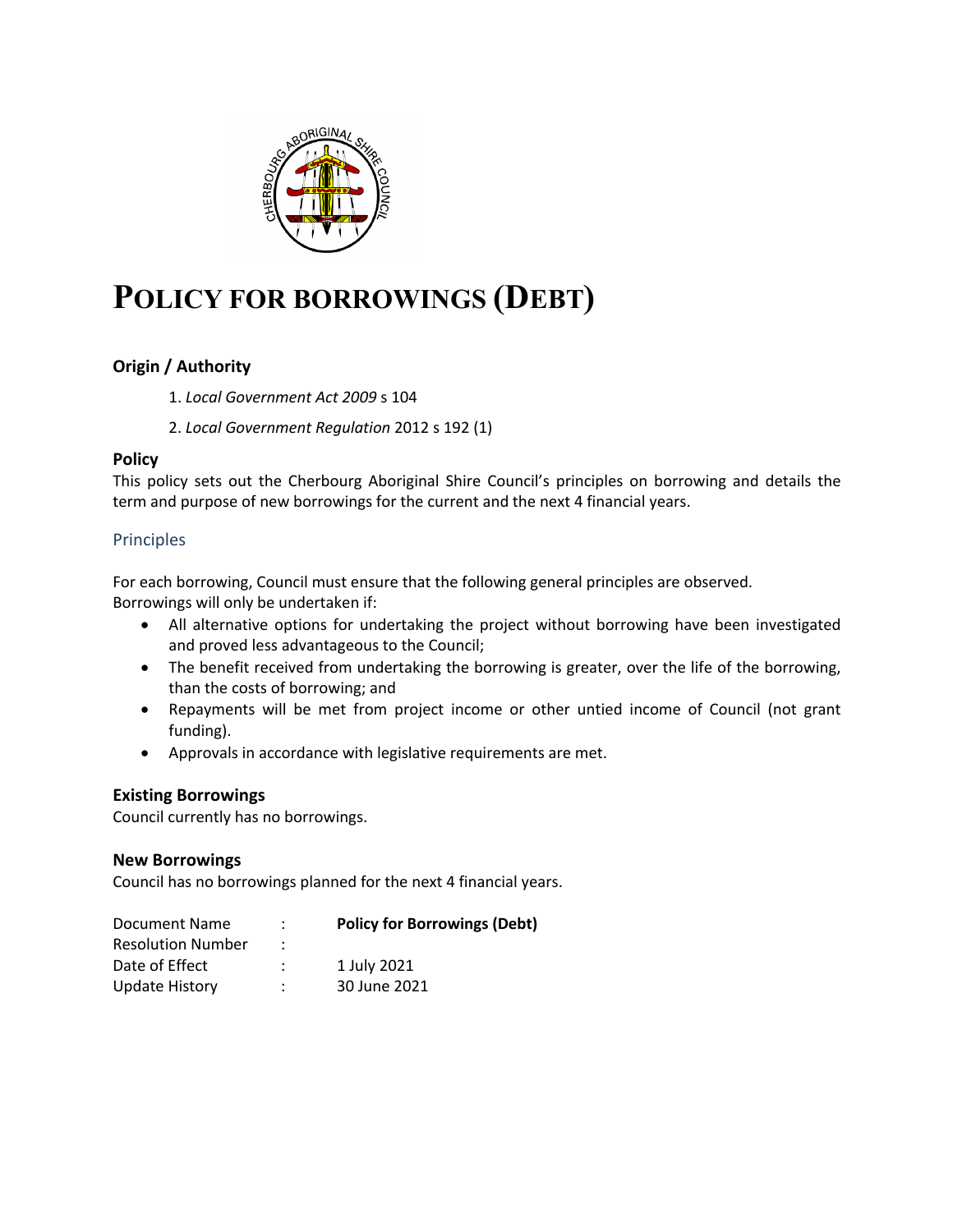# POLICY FOR BORROWINGS (DEBT)

### Origin / Authority

1. *Local Government Act 2009* s 104
2. *Local Government Regulation* 2012 s 192 (1)

### Policy

This policy sets out the Cherbourg Aboriginal Shire Council's principles on borrowing and details the term and purpose of new borrowings for the current and the next 4 financial years.

## Principles

For each borrowing, Council must ensure that the following general principles are observed.
Borrowings will only be undertaken if:

- All alternative options for undertaking the project without borrowing have been investigated and proved less advantageous to the Council;
- The benefit received from undertaking the borrowing is greater, over the life of the borrowing, than the costs of borrowing; and
- Repayments will be met from project income or other untied income of Council (not grant funding).
- Approvals in accordance with legislative requirements are met.

### Existing Borrowings

Council currently has no borrowings.

### New Borrowings

Council has no borrowings planned for the next 4 financial years.

| | | |
|---|---|---|
| Document Name | : | **Policy for Borrowings (Debt)** |
| Resolution Number | : | |
| Date of Effect | : | 1 July 2021 |
| Update History | : | 30 June 2021 |